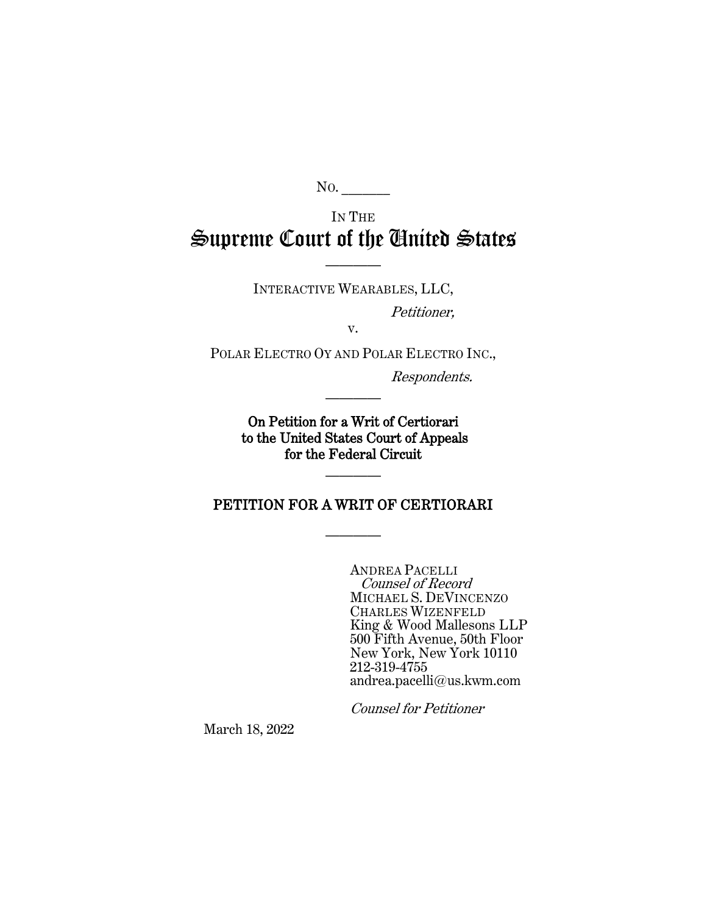No. \_\_\_\_\_\_\_

IN THE

# Supreme Court of the United States

---

INTERACTIVE WEARABLES, LLC,

*Petitioner,*

v.

POLAR ELECTRO OY AND POLAR ELECTRO INC.,

*Respondents.*

---

**On Petition for a Writ of Certiorari to the United States Court of Appeals for the Federal Circuit**

---

## PETITION FOR A WRIT OF CERTIORARI

---

ANDREA PACELLI
*Counsel of Record*
MICHAEL S. DEVINCENZO
CHARLES WIZENFELD
King & Wood Mallesons LLP
500 Fifth Avenue, 50th Floor
New York, New York 10110
212-319-4755
andrea.pacelli@us.kwm.com

*Counsel for Petitioner*

March 18, 2022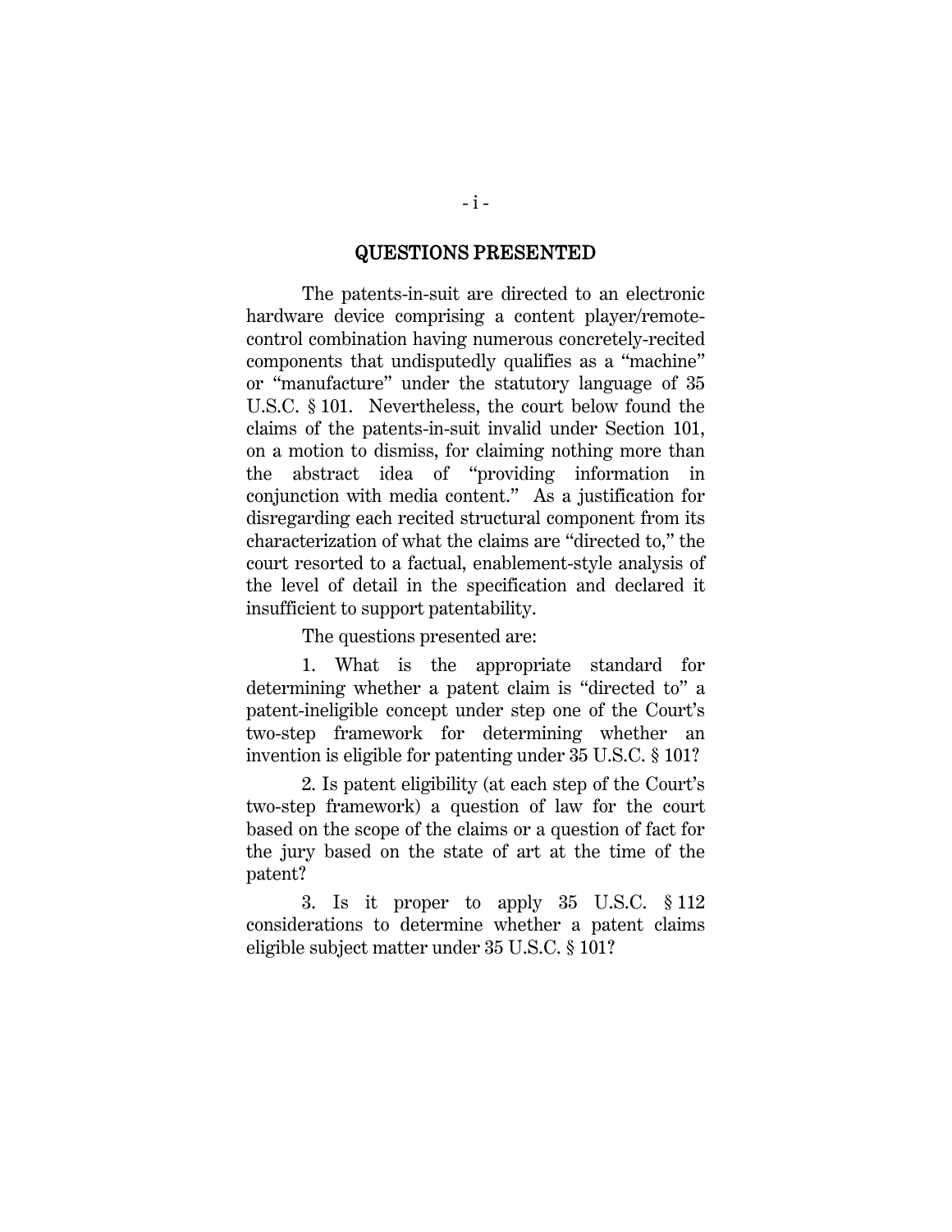## QUESTIONS PRESENTED

The patents-in-suit are directed to an electronic hardware device comprising a content player/remote-control combination having numerous concretely-recited components that undisputedly qualifies as a "machine" or "manufacture" under the statutory language of 35 U.S.C. § 101. Nevertheless, the court below found the claims of the patents-in-suit invalid under Section 101, on a motion to dismiss, for claiming nothing more than the abstract idea of "providing information in conjunction with media content." As a justification for disregarding each recited structural component from its characterization of what the claims are "directed to," the court resorted to a factual, enablement-style analysis of the level of detail in the specification and declared it insufficient to support patentability.

The questions presented are:

1. What is the appropriate standard for determining whether a patent claim is "directed to" a patent-ineligible concept under step one of the Court's two-step framework for determining whether an invention is eligible for patenting under 35 U.S.C. § 101?

2. Is patent eligibility (at each step of the Court's two-step framework) a question of law for the court based on the scope of the claims or a question of fact for the jury based on the state of art at the time of the patent?

3. Is it proper to apply 35 U.S.C. § 112 considerations to determine whether a patent claims eligible subject matter under 35 U.S.C. § 101?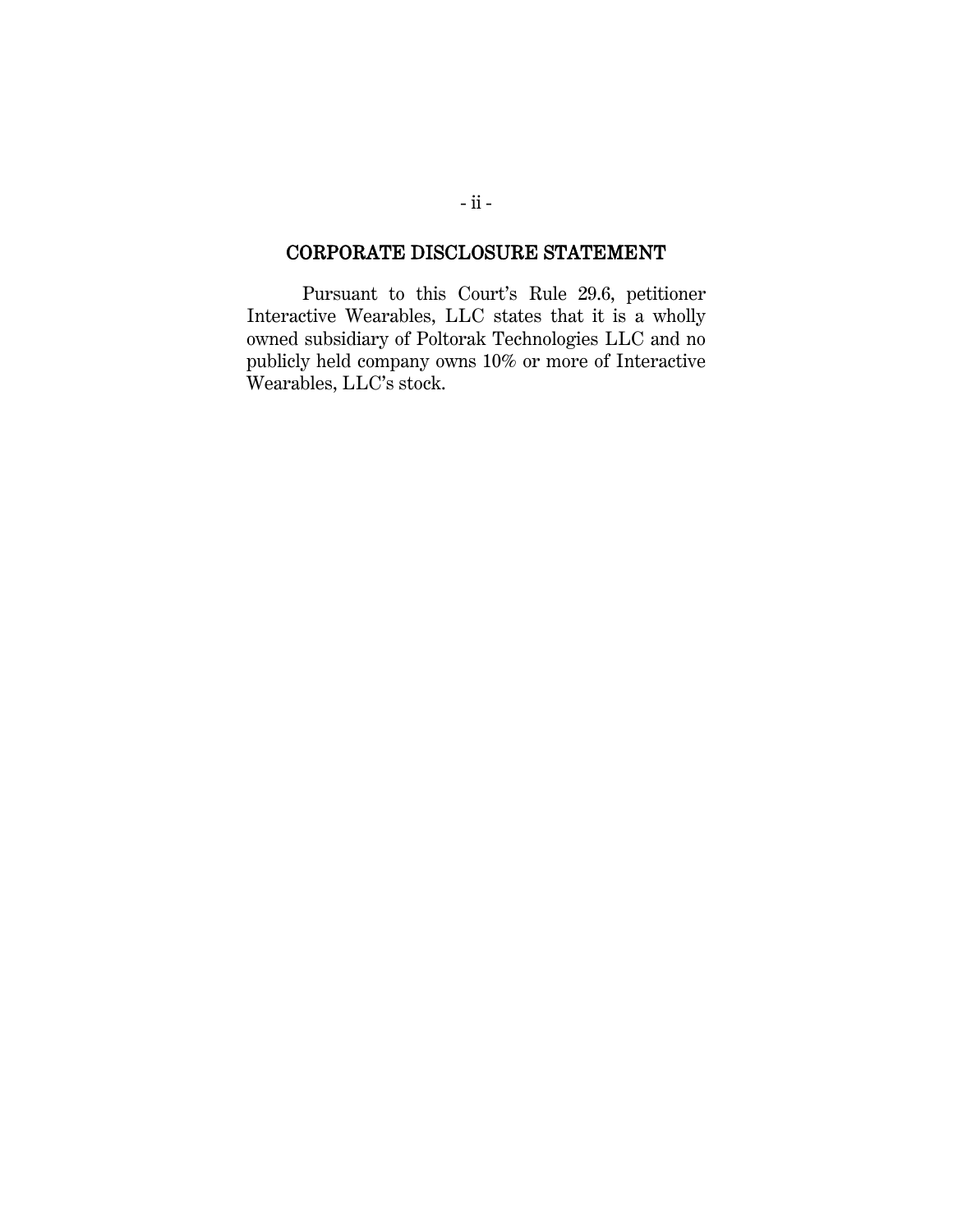## CORPORATE DISCLOSURE STATEMENT

Pursuant to this Court's Rule 29.6, petitioner Interactive Wearables, LLC states that it is a wholly owned subsidiary of Poltorak Technologies LLC and no publicly held company owns 10% or more of Interactive Wearables, LLC's stock.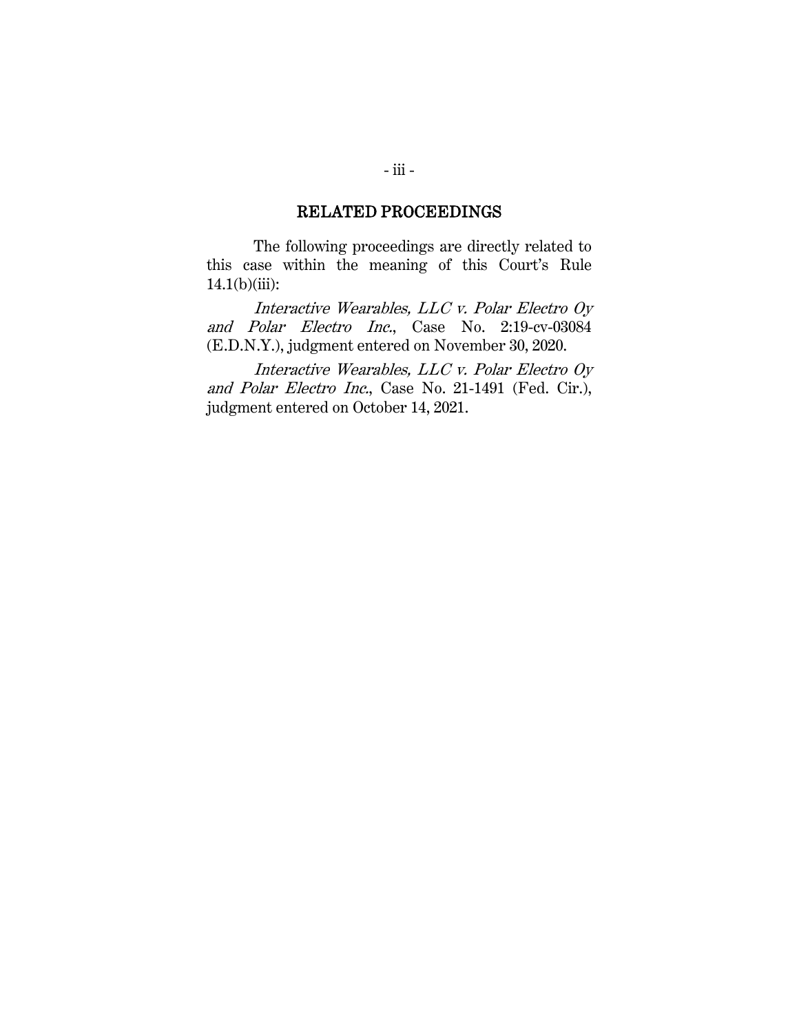## RELATED PROCEEDINGS

The following proceedings are directly related to this case within the meaning of this Court's Rule 14.1(b)(iii):

*Interactive Wearables, LLC v. Polar Electro Oy and Polar Electro Inc.*, Case No. 2:19-cv-03084 (E.D.N.Y.), judgment entered on November 30, 2020.

*Interactive Wearables, LLC v. Polar Electro Oy and Polar Electro Inc.*, Case No. 21-1491 (Fed. Cir.), judgment entered on October 14, 2021.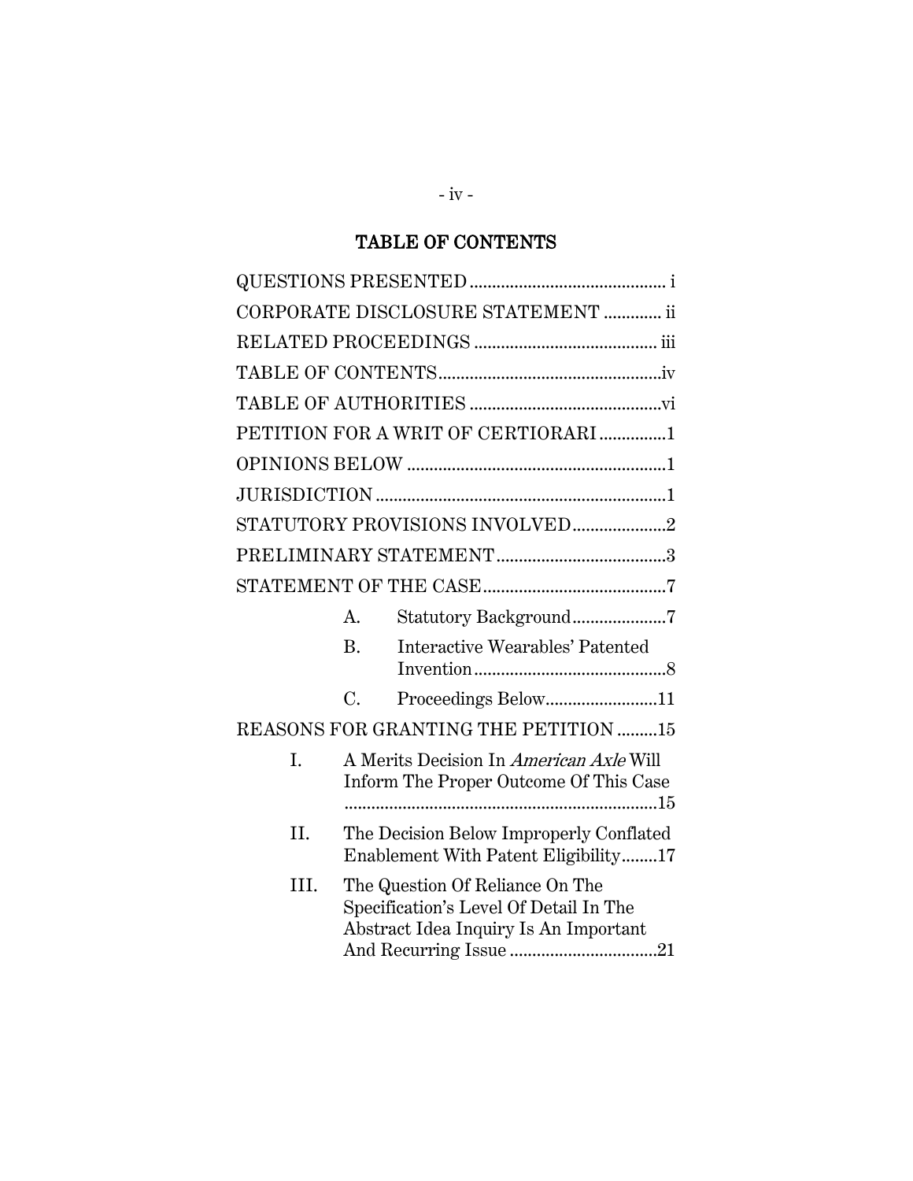## TABLE OF CONTENTS

QUESTIONS PRESENTED ........................................... i

CORPORATE DISCLOSURE STATEMENT ............. ii

RELATED PROCEEDINGS ........................................ iii

TABLE OF CONTENTS..................................................iv

TABLE OF AUTHORITIES ...........................................vi

PETITION FOR A WRIT OF CERTIORARI ...............1

OPINIONS BELOW .........................................................1

JURISDICTION ................................................................1

STATUTORY PROVISIONS INVOLVED.....................2

PRELIMINARY STATEMENT......................................3

STATEMENT OF THE CASE.........................................7

- A. Statutory Background.....................7
- B. Interactive Wearables' Patented Invention............................................8
- C. Proceedings Below.........................11

REASONS FOR GRANTING THE PETITION .........15

- I. A Merits Decision In *American Axle* Will Inform The Proper Outcome Of This Case ......................................................................15
- II. The Decision Below Improperly Conflated Enablement With Patent Eligibility........17
- III. The Question Of Reliance On The Specification's Level Of Detail In The Abstract Idea Inquiry Is An Important And Recurring Issue .................................21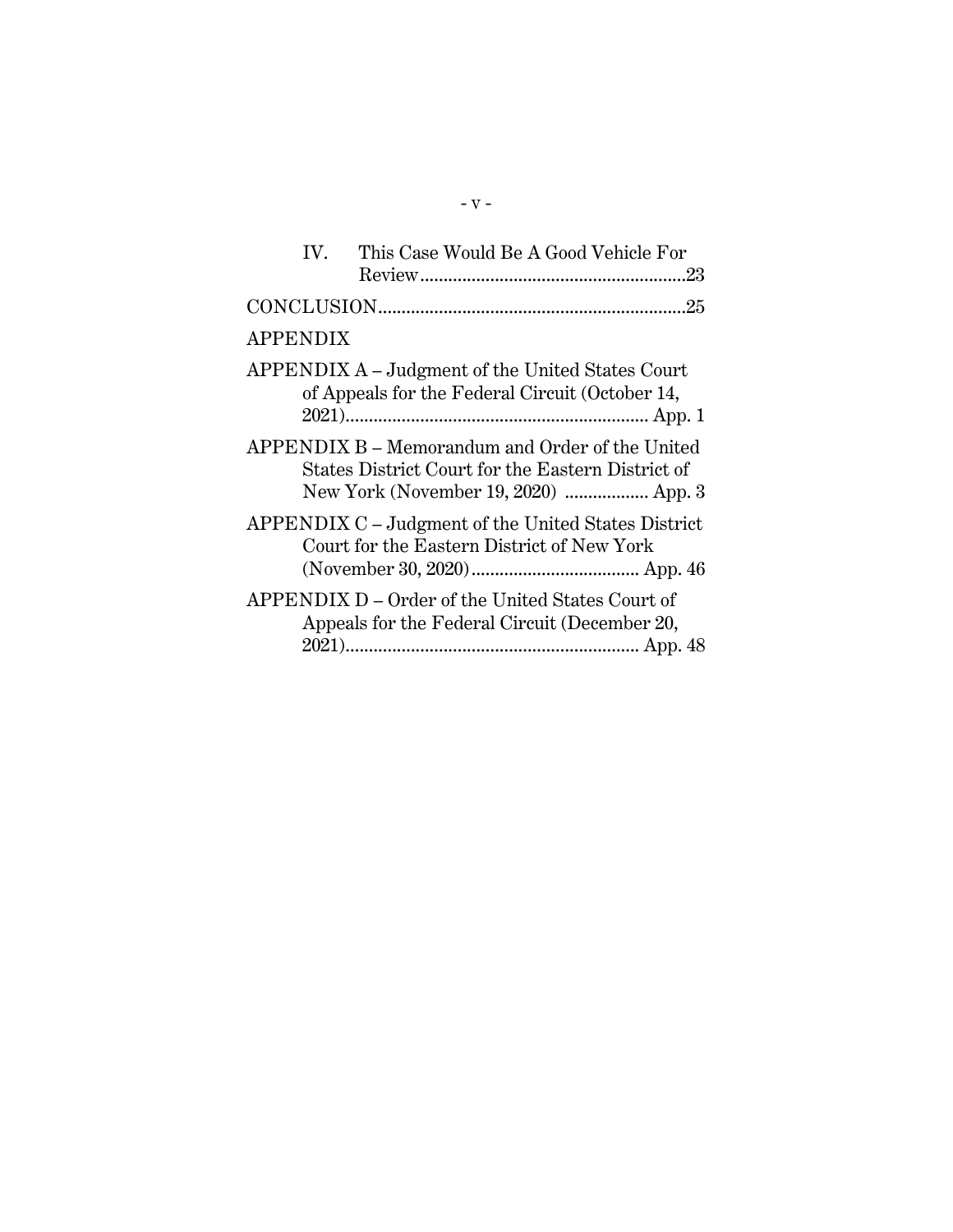IV. This Case Would Be A Good Vehicle For Review.........................................................23

CONCLUSION..................................................................25

APPENDIX

APPENDIX A – Judgment of the United States Court of Appeals for the Federal Circuit (October 14, 2021)................................................................ App. 1

APPENDIX B – Memorandum and Order of the United States District Court for the Eastern District of New York (November 19, 2020) .................. App. 3

APPENDIX C – Judgment of the United States District Court for the Eastern District of New York (November 30, 2020).................................... App. 46

APPENDIX D – Order of the United States Court of Appeals for the Federal Circuit (December 20, 2021).............................................................. App. 48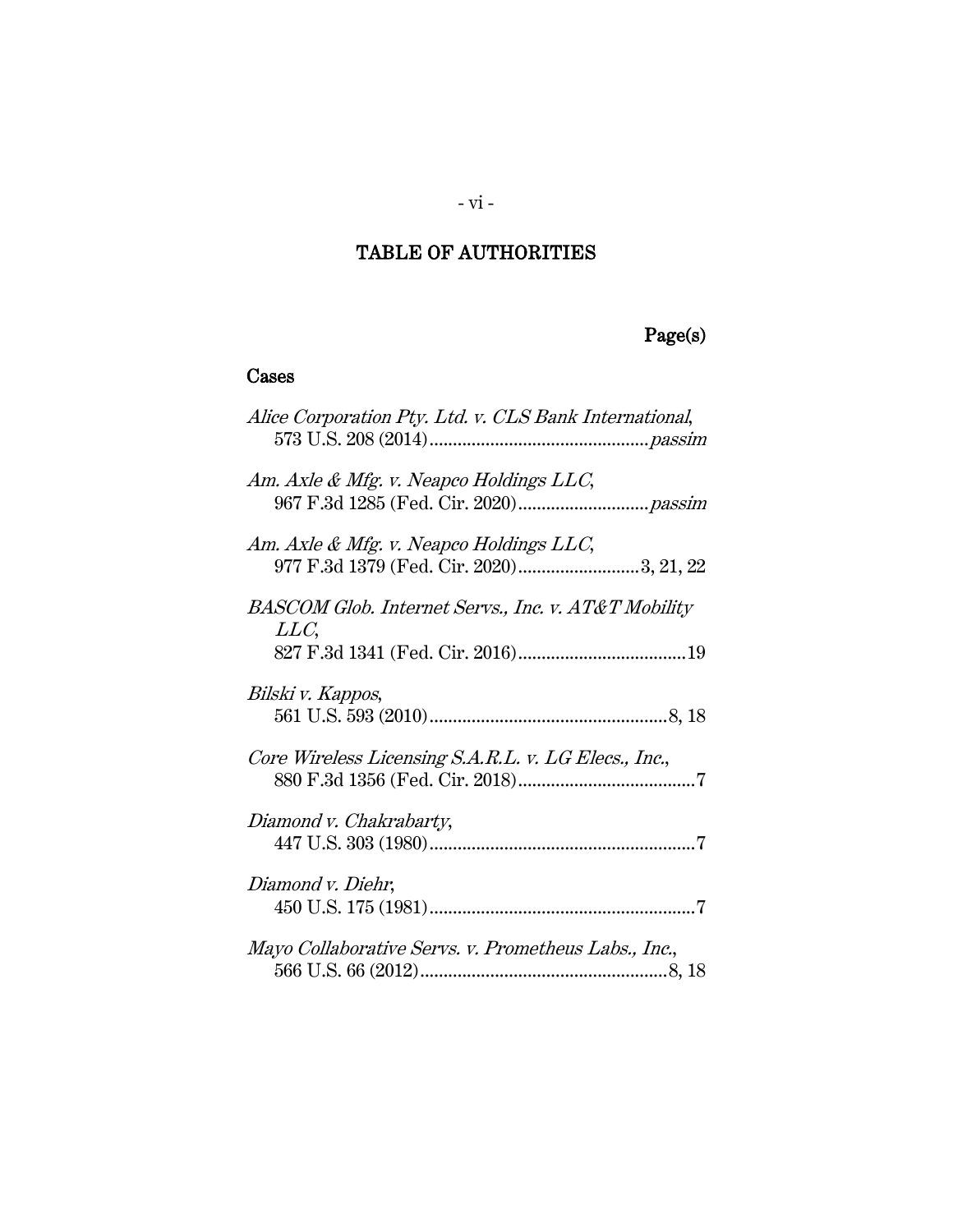# TABLE OF AUTHORITIES

**Page(s)**

## Cases

*Alice Corporation Pty. Ltd. v. CLS Bank International*,
573 U.S. 208 (2014) ............................................... *passim*

*Am. Axle & Mfg. v. Neapco Holdings LLC*,
967 F.3d 1285 (Fed. Cir. 2020) ............................ *passim*

*Am. Axle & Mfg. v. Neapco Holdings LLC*,
977 F.3d 1379 (Fed. Cir. 2020) .......................... 3, 21, 22

*BASCOM Glob. Internet Servs., Inc. v. AT&T Mobility LLC*,
827 F.3d 1341 (Fed. Cir. 2016) .................................... 19

*Bilski v. Kappos*,
561 U.S. 593 (2010) ................................................... 8, 18

*Core Wireless Licensing S.A.R.L. v. LG Elecs., Inc.*,
880 F.3d 1356 (Fed. Cir. 2018) ...................................... 7

*Diamond v. Chakrabarty*,
447 U.S. 303 (1980) ......................................................... 7

*Diamond v. Diehr*,
450 U.S. 175 (1981) ......................................................... 7

*Mayo Collaborative Servs. v. Prometheus Labs., Inc.*,
566 U.S. 66 (2012) ..................................................... 8, 18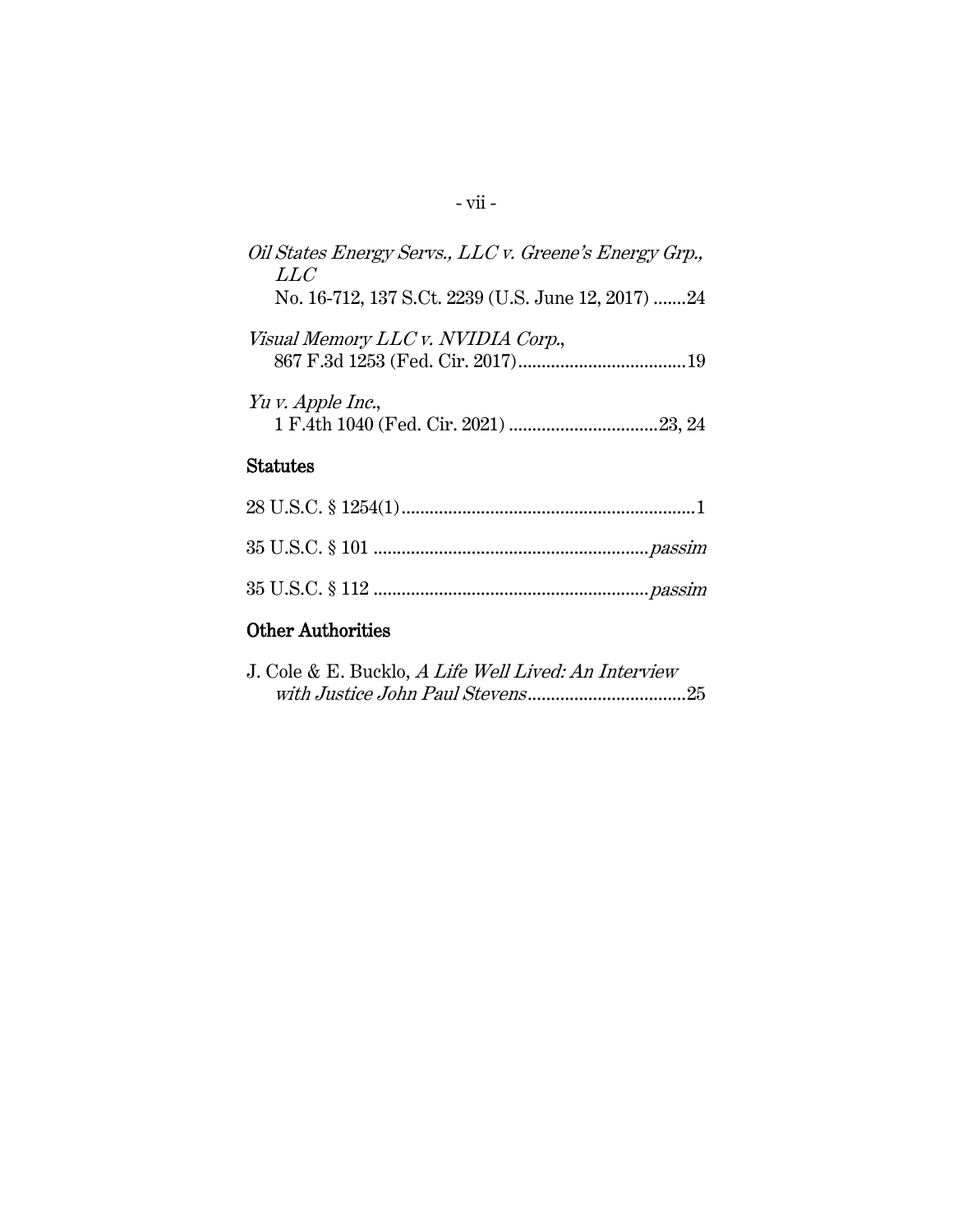*Oil States Energy Servs., LLC v. Greene's Energy Grp., LLC*
No. 16-712, 137 S.Ct. 2239 (U.S. June 12, 2017) .......24

*Visual Memory LLC v. NVIDIA Corp.*,
867 F.3d 1253 (Fed. Cir. 2017)....................................19

*Yu v. Apple Inc.*,
1 F.4th 1040 (Fed. Cir. 2021) ................................23, 24

## Statutes

28 U.S.C. § 1254(1)...............................................................1

35 U.S.C. § 101 ...........................................................*passim*

35 U.S.C. § 112 ...........................................................*passim*

## Other Authorities

J. Cole & E. Bucklo, *A Life Well Lived: An Interview with Justice John Paul Stevens*..................................25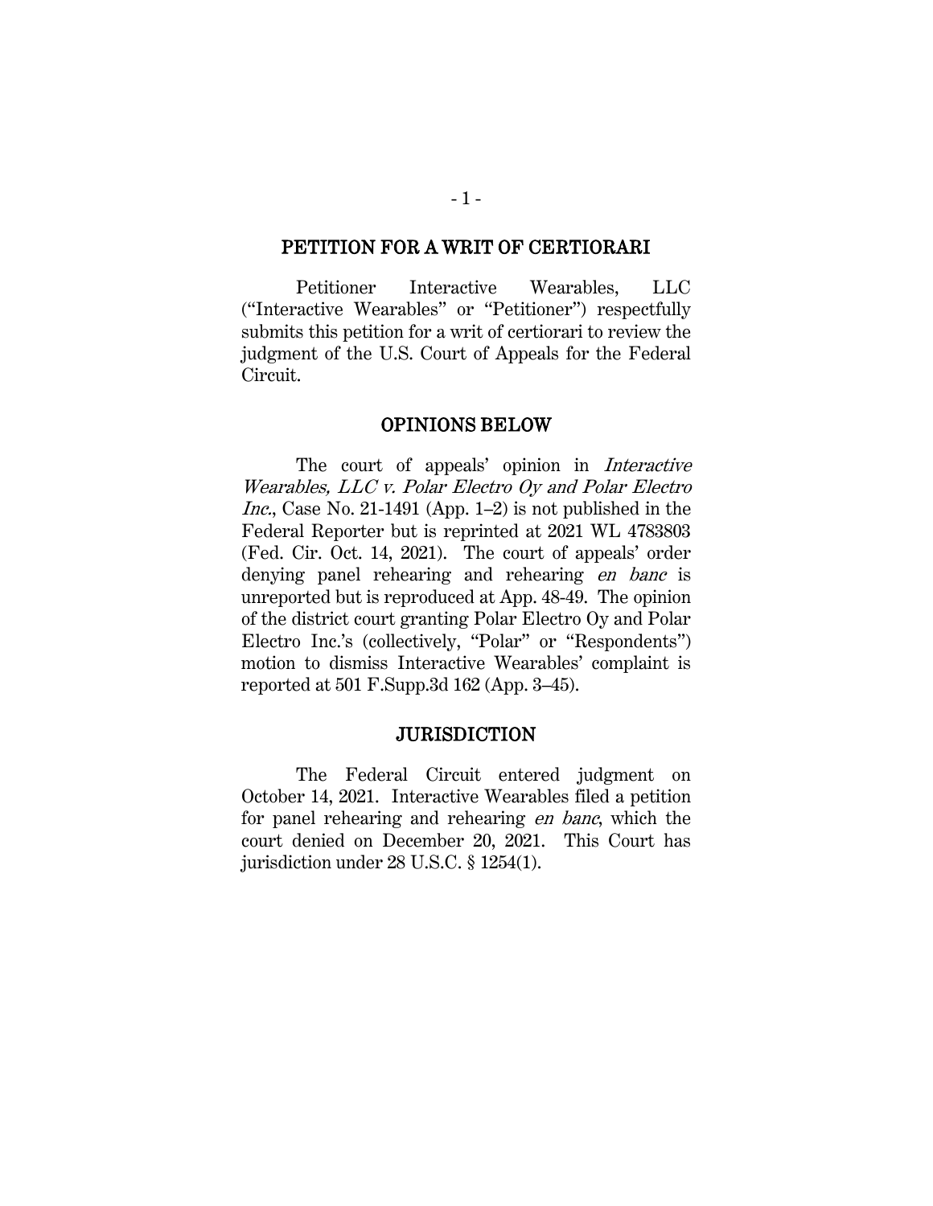## PETITION FOR A WRIT OF CERTIORARI

Petitioner Interactive Wearables, LLC ("Interactive Wearables" or "Petitioner") respectfully submits this petition for a writ of certiorari to review the judgment of the U.S. Court of Appeals for the Federal Circuit.

## OPINIONS BELOW

The court of appeals' opinion in *Interactive Wearables, LLC v. Polar Electro Oy and Polar Electro Inc.*, Case No. 21-1491 (App. 1–2) is not published in the Federal Reporter but is reprinted at 2021 WL 4783803 (Fed. Cir. Oct. 14, 2021). The court of appeals' order denying panel rehearing and rehearing *en banc* is unreported but is reproduced at App. 48-49. The opinion of the district court granting Polar Electro Oy and Polar Electro Inc.'s (collectively, "Polar" or "Respondents") motion to dismiss Interactive Wearables' complaint is reported at 501 F.Supp.3d 162 (App. 3–45).

## JURISDICTION

The Federal Circuit entered judgment on October 14, 2021. Interactive Wearables filed a petition for panel rehearing and rehearing *en banc*, which the court denied on December 20, 2021. This Court has jurisdiction under 28 U.S.C. § 1254(1).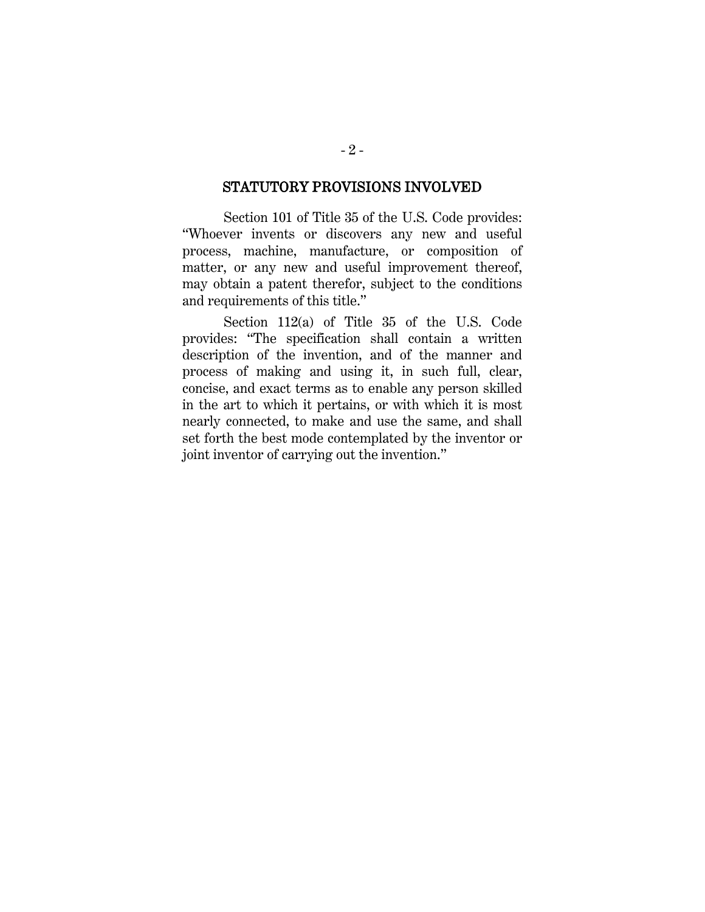## STATUTORY PROVISIONS INVOLVED

Section 101 of Title 35 of the U.S. Code provides: "Whoever invents or discovers any new and useful process, machine, manufacture, or composition of matter, or any new and useful improvement thereof, may obtain a patent therefor, subject to the conditions and requirements of this title."

Section 112(a) of Title 35 of the U.S. Code provides: "The specification shall contain a written description of the invention, and of the manner and process of making and using it, in such full, clear, concise, and exact terms as to enable any person skilled in the art to which it pertains, or with which it is most nearly connected, to make and use the same, and shall set forth the best mode contemplated by the inventor or joint inventor of carrying out the invention."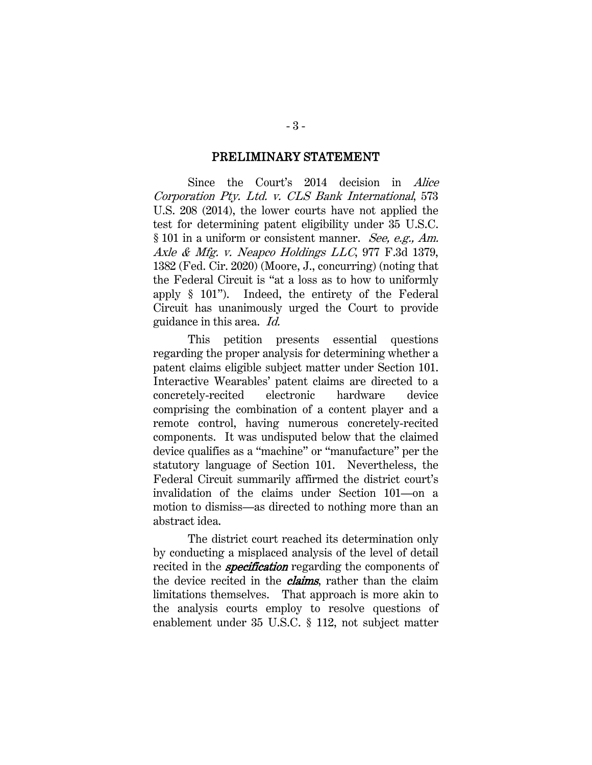## PRELIMINARY STATEMENT

Since the Court's 2014 decision in *Alice Corporation Pty. Ltd. v. CLS Bank International*, 573 U.S. 208 (2014), the lower courts have not applied the test for determining patent eligibility under 35 U.S.C. § 101 in a uniform or consistent manner. *See, e.g., Am. Axle & Mfg. v. Neapco Holdings LLC*, 977 F.3d 1379, 1382 (Fed. Cir. 2020) (Moore, J., concurring) (noting that the Federal Circuit is "at a loss as to how to uniformly apply § 101"). Indeed, the entirety of the Federal Circuit has unanimously urged the Court to provide guidance in this area. *Id.*

This petition presents essential questions regarding the proper analysis for determining whether a patent claims eligible subject matter under Section 101. Interactive Wearables' patent claims are directed to a concretely-recited electronic hardware device comprising the combination of a content player and a remote control, having numerous concretely-recited components. It was undisputed below that the claimed device qualifies as a "machine" or "manufacture" per the statutory language of Section 101. Nevertheless, the Federal Circuit summarily affirmed the district court's invalidation of the claims under Section 101—on a motion to dismiss—as directed to nothing more than an abstract idea.

The district court reached its determination only by conducting a misplaced analysis of the level of detail recited in the ***specification*** regarding the components of the device recited in the ***claims***, rather than the claim limitations themselves. That approach is more akin to the analysis courts employ to resolve questions of enablement under 35 U.S.C. § 112, not subject matter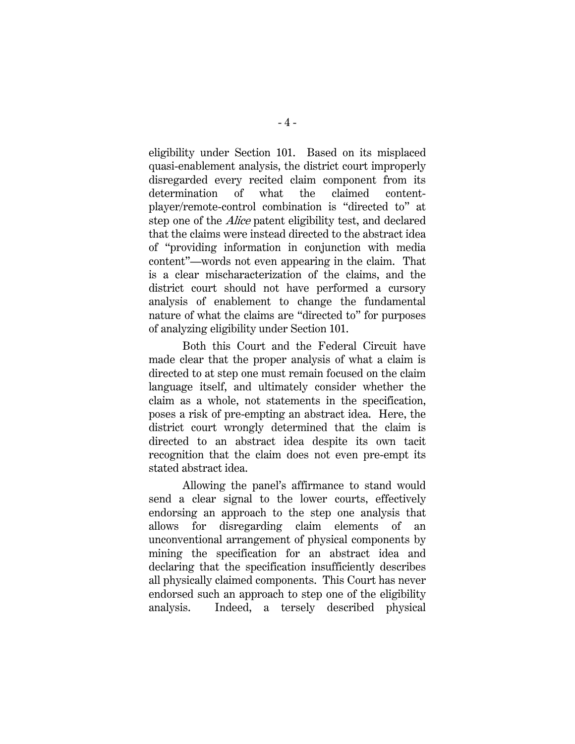eligibility under Section 101. Based on its misplaced quasi-enablement analysis, the district court improperly disregarded every recited claim component from its determination of what the claimed content-player/remote-control combination is "directed to" at step one of the *Alice* patent eligibility test, and declared that the claims were instead directed to the abstract idea of "providing information in conjunction with media content"—words not even appearing in the claim. That is a clear mischaracterization of the claims, and the district court should not have performed a cursory analysis of enablement to change the fundamental nature of what the claims are "directed to" for purposes of analyzing eligibility under Section 101.

Both this Court and the Federal Circuit have made clear that the proper analysis of what a claim is directed to at step one must remain focused on the claim language itself, and ultimately consider whether the claim as a whole, not statements in the specification, poses a risk of pre-empting an abstract idea. Here, the district court wrongly determined that the claim is directed to an abstract idea despite its own tacit recognition that the claim does not even pre-empt its stated abstract idea.

Allowing the panel's affirmance to stand would send a clear signal to the lower courts, effectively endorsing an approach to the step one analysis that allows for disregarding claim elements of an unconventional arrangement of physical components by mining the specification for an abstract idea and declaring that the specification insufficiently describes all physically claimed components. This Court has never endorsed such an approach to step one of the eligibility analysis. Indeed, a tersely described physical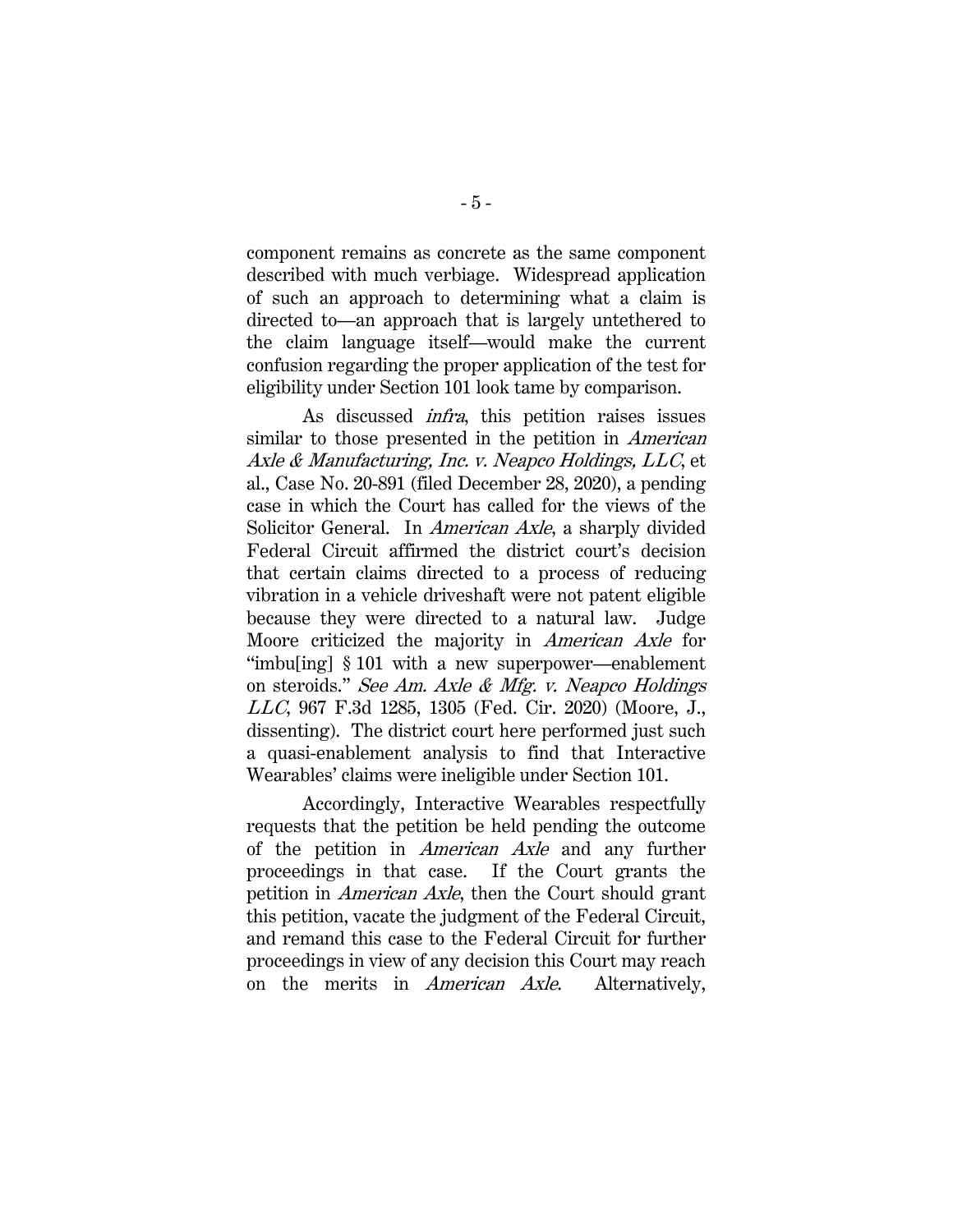component remains as concrete as the same component described with much verbiage. Widespread application of such an approach to determining what a claim is directed to—an approach that is largely untethered to the claim language itself—would make the current confusion regarding the proper application of the test for eligibility under Section 101 look tame by comparison.

As discussed *infra*, this petition raises issues similar to those presented in the petition in *American Axle & Manufacturing, Inc. v. Neapco Holdings, LLC*, et al., Case No. 20-891 (filed December 28, 2020), a pending case in which the Court has called for the views of the Solicitor General. In *American Axle*, a sharply divided Federal Circuit affirmed the district court's decision that certain claims directed to a process of reducing vibration in a vehicle driveshaft were not patent eligible because they were directed to a natural law. Judge Moore criticized the majority in *American Axle* for "imbu[ing] § 101 with a new superpower—enablement on steroids." *See Am. Axle & Mfg. v. Neapco Holdings LLC*, 967 F.3d 1285, 1305 (Fed. Cir. 2020) (Moore, J., dissenting). The district court here performed just such a quasi-enablement analysis to find that Interactive Wearables' claims were ineligible under Section 101.

Accordingly, Interactive Wearables respectfully requests that the petition be held pending the outcome of the petition in *American Axle* and any further proceedings in that case. If the Court grants the petition in *American Axle*, then the Court should grant this petition, vacate the judgment of the Federal Circuit, and remand this case to the Federal Circuit for further proceedings in view of any decision this Court may reach on the merits in *American Axle*. Alternatively,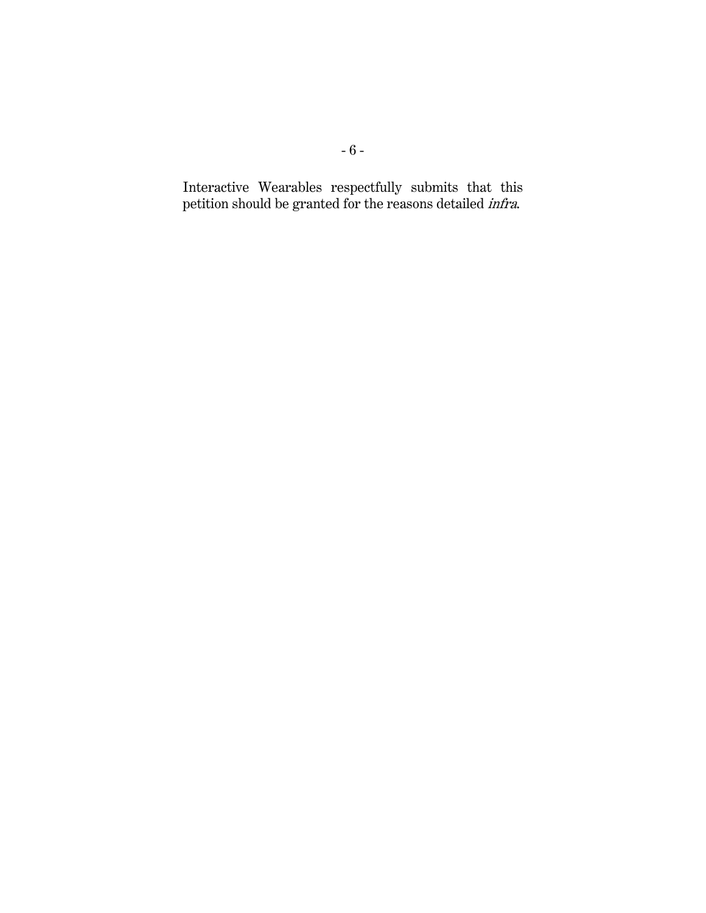Interactive Wearables respectfully submits that this petition should be granted for the reasons detailed *infra*.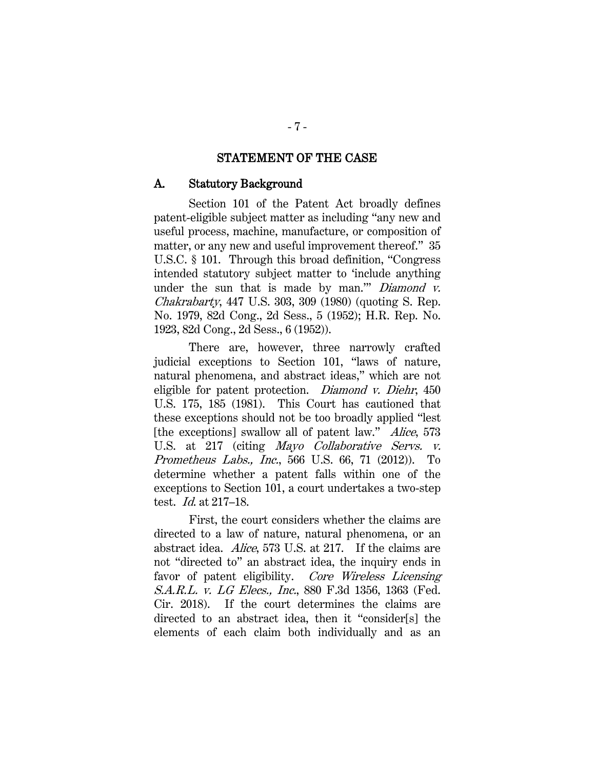## STATEMENT OF THE CASE

### A. Statutory Background

Section 101 of the Patent Act broadly defines patent-eligible subject matter as including "any new and useful process, machine, manufacture, or composition of matter, or any new and useful improvement thereof." 35 U.S.C. § 101. Through this broad definition, "Congress intended statutory subject matter to 'include anything under the sun that is made by man.'" *Diamond v. Chakrabarty*, 447 U.S. 303, 309 (1980) (quoting S. Rep. No. 1979, 82d Cong., 2d Sess., 5 (1952); H.R. Rep. No. 1923, 82d Cong., 2d Sess., 6 (1952)).

There are, however, three narrowly crafted judicial exceptions to Section 101, "laws of nature, natural phenomena, and abstract ideas," which are not eligible for patent protection. *Diamond v. Diehr*, 450 U.S. 175, 185 (1981). This Court has cautioned that these exceptions should not be too broadly applied "lest [the exceptions] swallow all of patent law." *Alice*, 573 U.S. at 217 (citing *Mayo Collaborative Servs. v. Prometheus Labs., Inc.*, 566 U.S. 66, 71 (2012)). To determine whether a patent falls within one of the exceptions to Section 101, a court undertakes a two-step test. *Id.* at 217–18.

First, the court considers whether the claims are directed to a law of nature, natural phenomena, or an abstract idea. *Alice*, 573 U.S. at 217. If the claims are not "directed to" an abstract idea, the inquiry ends in favor of patent eligibility. *Core Wireless Licensing S.A.R.L. v. LG Elecs., Inc.*, 880 F.3d 1356, 1363 (Fed. Cir. 2018). If the court determines the claims are directed to an abstract idea, then it "consider[s] the elements of each claim both individually and as an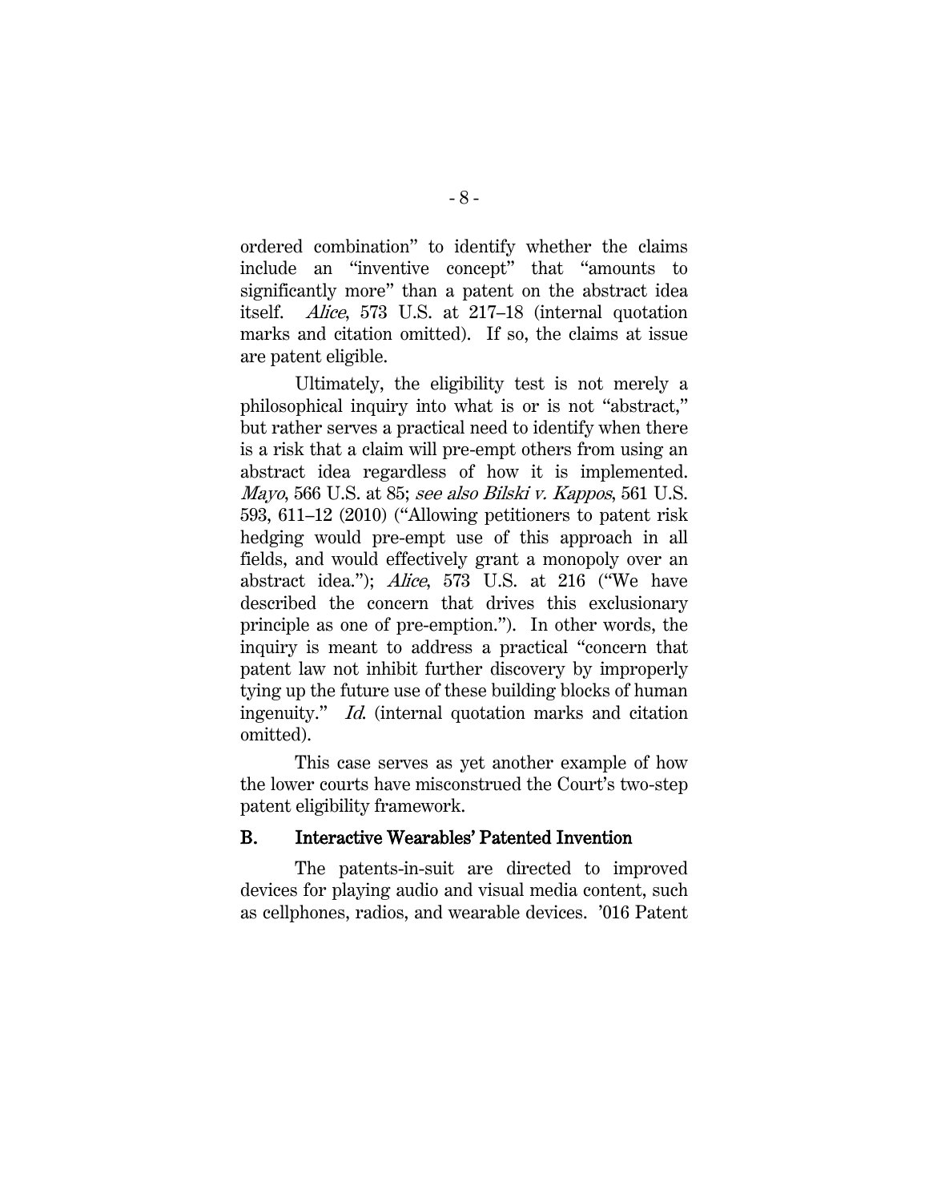ordered combination" to identify whether the claims include an "inventive concept" that "amounts to significantly more" than a patent on the abstract idea itself. *Alice*, 573 U.S. at 217–18 (internal quotation marks and citation omitted). If so, the claims at issue are patent eligible.

Ultimately, the eligibility test is not merely a philosophical inquiry into what is or is not "abstract," but rather serves a practical need to identify when there is a risk that a claim will pre-empt others from using an abstract idea regardless of how it is implemented. *Mayo*, 566 U.S. at 85; *see also Bilski v. Kappos*, 561 U.S. 593, 611–12 (2010) ("Allowing petitioners to patent risk hedging would pre-empt use of this approach in all fields, and would effectively grant a monopoly over an abstract idea."); *Alice*, 573 U.S. at 216 ("We have described the concern that drives this exclusionary principle as one of pre-emption."). In other words, the inquiry is meant to address a practical "concern that patent law not inhibit further discovery by improperly tying up the future use of these building blocks of human ingenuity." *Id.* (internal quotation marks and citation omitted).

This case serves as yet another example of how the lower courts have misconstrued the Court's two-step patent eligibility framework.

## B. Interactive Wearables' Patented Invention

The patents-in-suit are directed to improved devices for playing audio and visual media content, such as cellphones, radios, and wearable devices. '016 Patent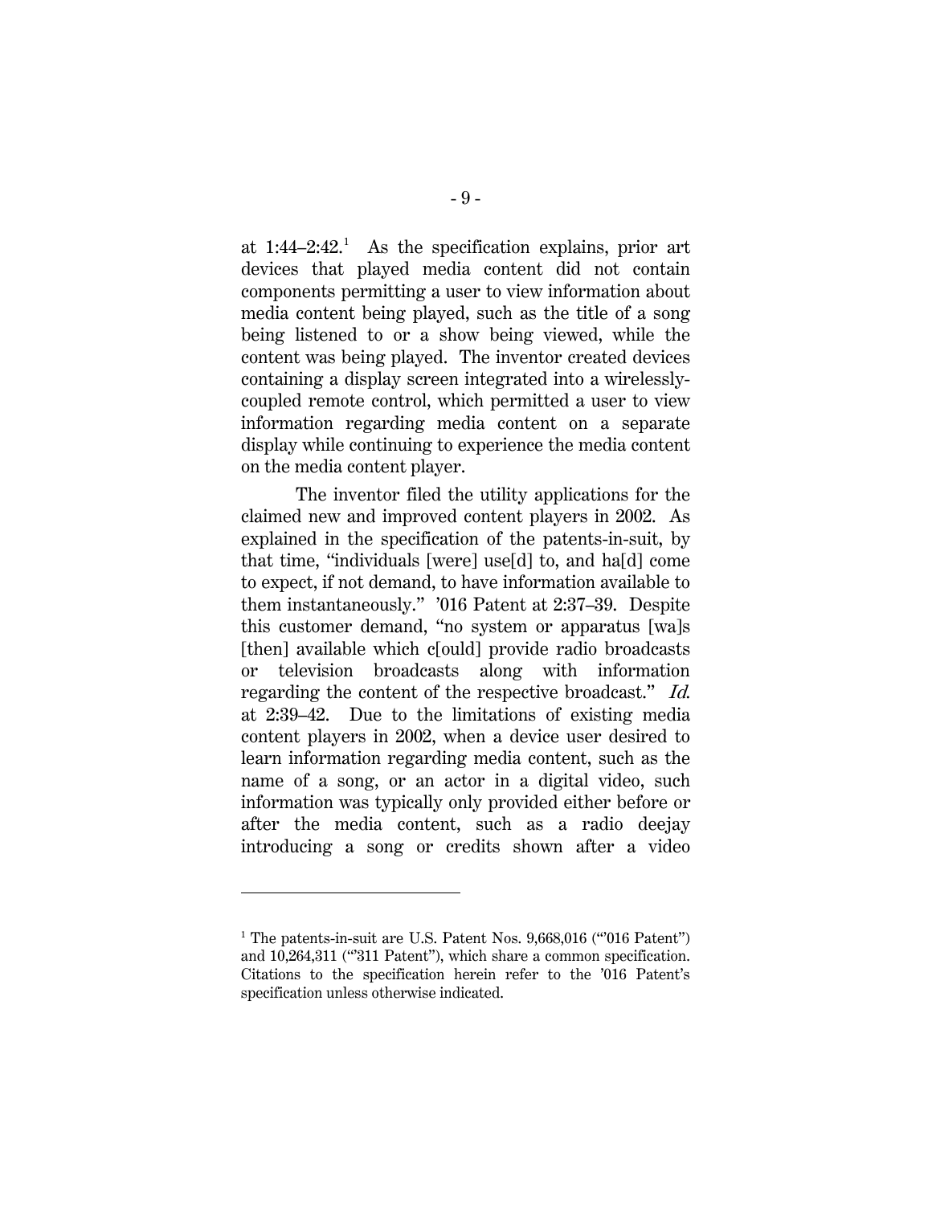at 1:44–2:42.[1] As the specification explains, prior art devices that played media content did not contain components permitting a user to view information about media content being played, such as the title of a song being listened to or a show being viewed, while the content was being played. The inventor created devices containing a display screen integrated into a wirelessly-coupled remote control, which permitted a user to view information regarding media content on a separate display while continuing to experience the media content on the media content player.

The inventor filed the utility applications for the claimed new and improved content players in 2002. As explained in the specification of the patents-in-suit, by that time, "individuals [were] use[d] to, and ha[d] come to expect, if not demand, to have information available to them instantaneously." '016 Patent at 2:37–39. Despite this customer demand, "no system or apparatus [wa]s [then] available which c[ould] provide radio broadcasts or television broadcasts along with information regarding the content of the respective broadcast." *Id.* at 2:39–42. Due to the limitations of existing media content players in 2002, when a device user desired to learn information regarding media content, such as the name of a song, or an actor in a digital video, such information was typically only provided either before or after the media content, such as a radio deejay introducing a song or credits shown after a video

---

[1] The patents-in-suit are U.S. Patent Nos. 9,668,016 ("'016 Patent") and 10,264,311 ("'311 Patent"), which share a common specification. Citations to the specification herein refer to the '016 Patent's specification unless otherwise indicated.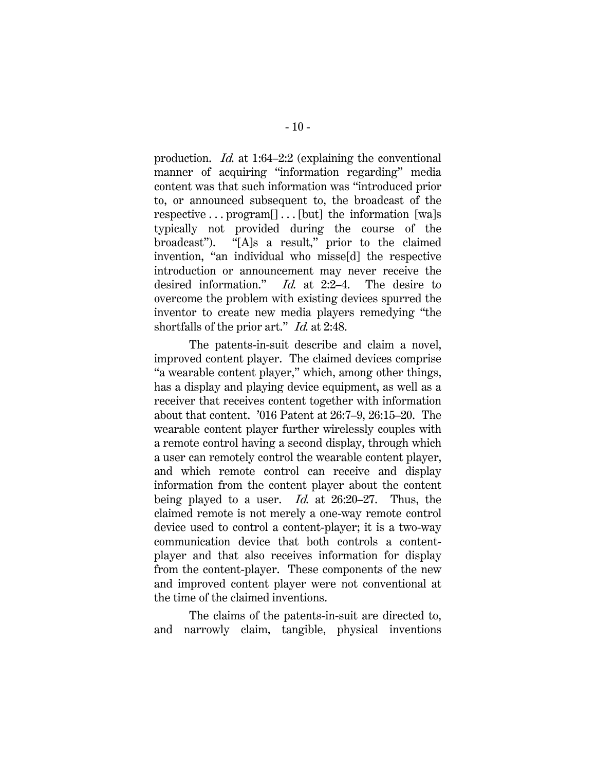production. *Id.* at 1:64–2:2 (explaining the conventional manner of acquiring "information regarding" media content was that such information was "introduced prior to, or announced subsequent to, the broadcast of the respective . . . program[] . . . [but] the information [wa]s typically not provided during the course of the broadcast"). "[A]s a result," prior to the claimed invention, "an individual who misse[d] the respective introduction or announcement may never receive the desired information." *Id.* at 2:2–4. The desire to overcome the problem with existing devices spurred the inventor to create new media players remedying "the shortfalls of the prior art." *Id.* at 2:48.

The patents-in-suit describe and claim a novel, improved content player. The claimed devices comprise "a wearable content player," which, among other things, has a display and playing device equipment, as well as a receiver that receives content together with information about that content. '016 Patent at 26:7–9, 26:15–20. The wearable content player further wirelessly couples with a remote control having a second display, through which a user can remotely control the wearable content player, and which remote control can receive and display information from the content player about the content being played to a user. *Id.* at 26:20–27. Thus, the claimed remote is not merely a one-way remote control device used to control a content-player; it is a two-way communication device that both controls a content-player and that also receives information for display from the content-player. These components of the new and improved content player were not conventional at the time of the claimed inventions.

The claims of the patents-in-suit are directed to, and narrowly claim, tangible, physical inventions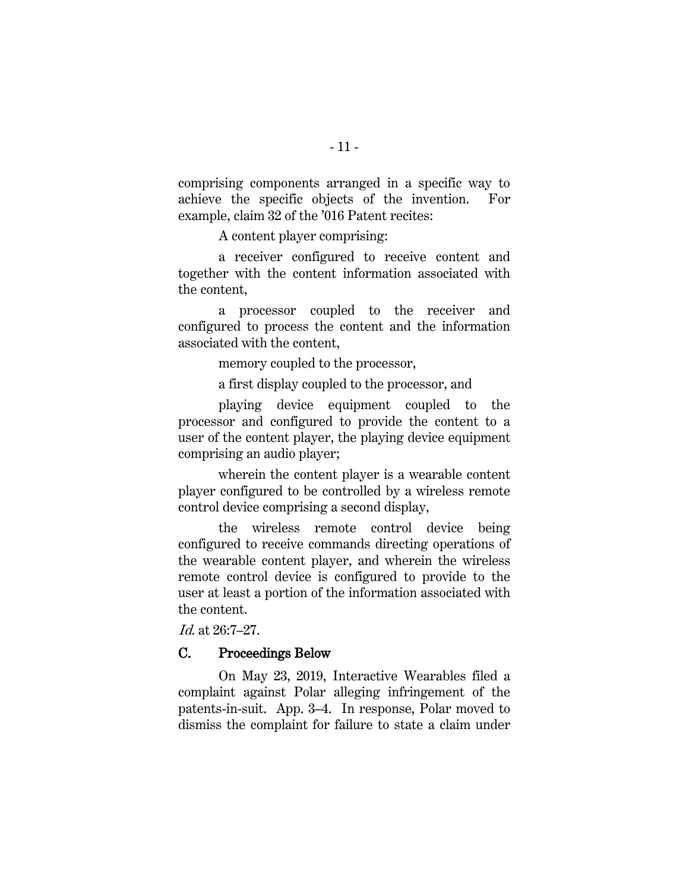comprising components arranged in a specific way to achieve the specific objects of the invention. For example, claim 32 of the '016 Patent recites:

> A content player comprising:
>
> a receiver configured to receive content and together with the content information associated with the content,
>
> a processor coupled to the receiver and configured to process the content and the information associated with the content,
>
> memory coupled to the processor,
>
> a first display coupled to the processor, and
>
> playing device equipment coupled to the processor and configured to provide the content to a user of the content player, the playing device equipment comprising an audio player;
>
> wherein the content player is a wearable content player configured to be controlled by a wireless remote control device comprising a second display,
>
> the wireless remote control device being configured to receive commands directing operations of the wearable content player, and wherein the wireless remote control device is configured to provide to the user at least a portion of the information associated with the content.

*Id.* at 26:7–27.

## C. Proceedings Below

On May 23, 2019, Interactive Wearables filed a complaint against Polar alleging infringement of the patents-in-suit. App. 3–4. In response, Polar moved to dismiss the complaint for failure to state a claim under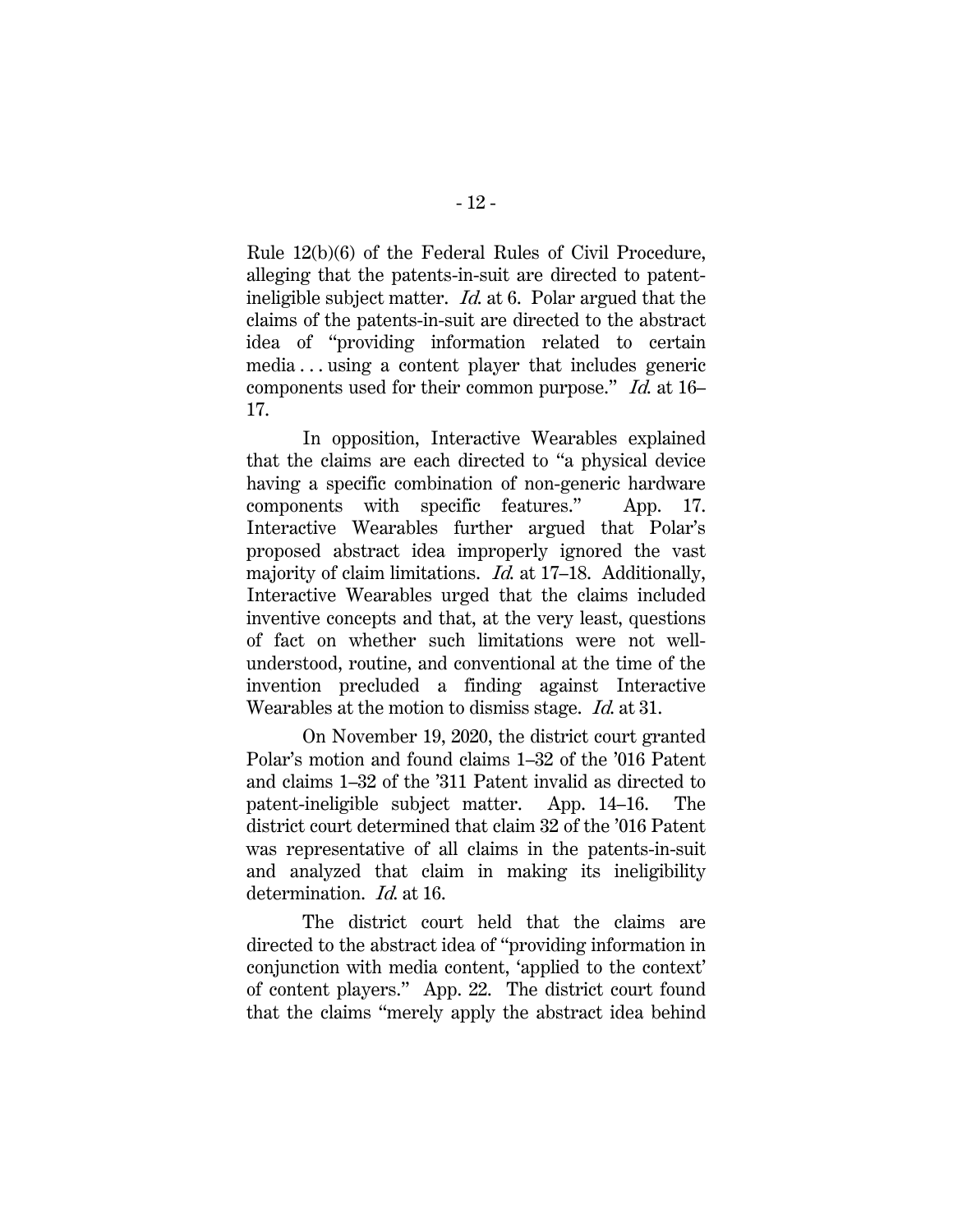Rule 12(b)(6) of the Federal Rules of Civil Procedure, alleging that the patents-in-suit are directed to patent-ineligible subject matter. *Id.* at 6. Polar argued that the claims of the patents-in-suit are directed to the abstract idea of "providing information related to certain media . . . using a content player that includes generic components used for their common purpose." *Id.* at 16–17.

In opposition, Interactive Wearables explained that the claims are each directed to "a physical device having a specific combination of non-generic hardware components with specific features." App. 17. Interactive Wearables further argued that Polar's proposed abstract idea improperly ignored the vast majority of claim limitations. *Id.* at 17–18. Additionally, Interactive Wearables urged that the claims included inventive concepts and that, at the very least, questions of fact on whether such limitations were not well-understood, routine, and conventional at the time of the invention precluded a finding against Interactive Wearables at the motion to dismiss stage. *Id.* at 31.

On November 19, 2020, the district court granted Polar's motion and found claims 1–32 of the '016 Patent and claims 1–32 of the '311 Patent invalid as directed to patent-ineligible subject matter. App. 14–16. The district court determined that claim 32 of the '016 Patent was representative of all claims in the patents-in-suit and analyzed that claim in making its ineligibility determination. *Id.* at 16.

The district court held that the claims are directed to the abstract idea of "providing information in conjunction with media content, 'applied to the context' of content players." App. 22. The district court found that the claims "merely apply the abstract idea behind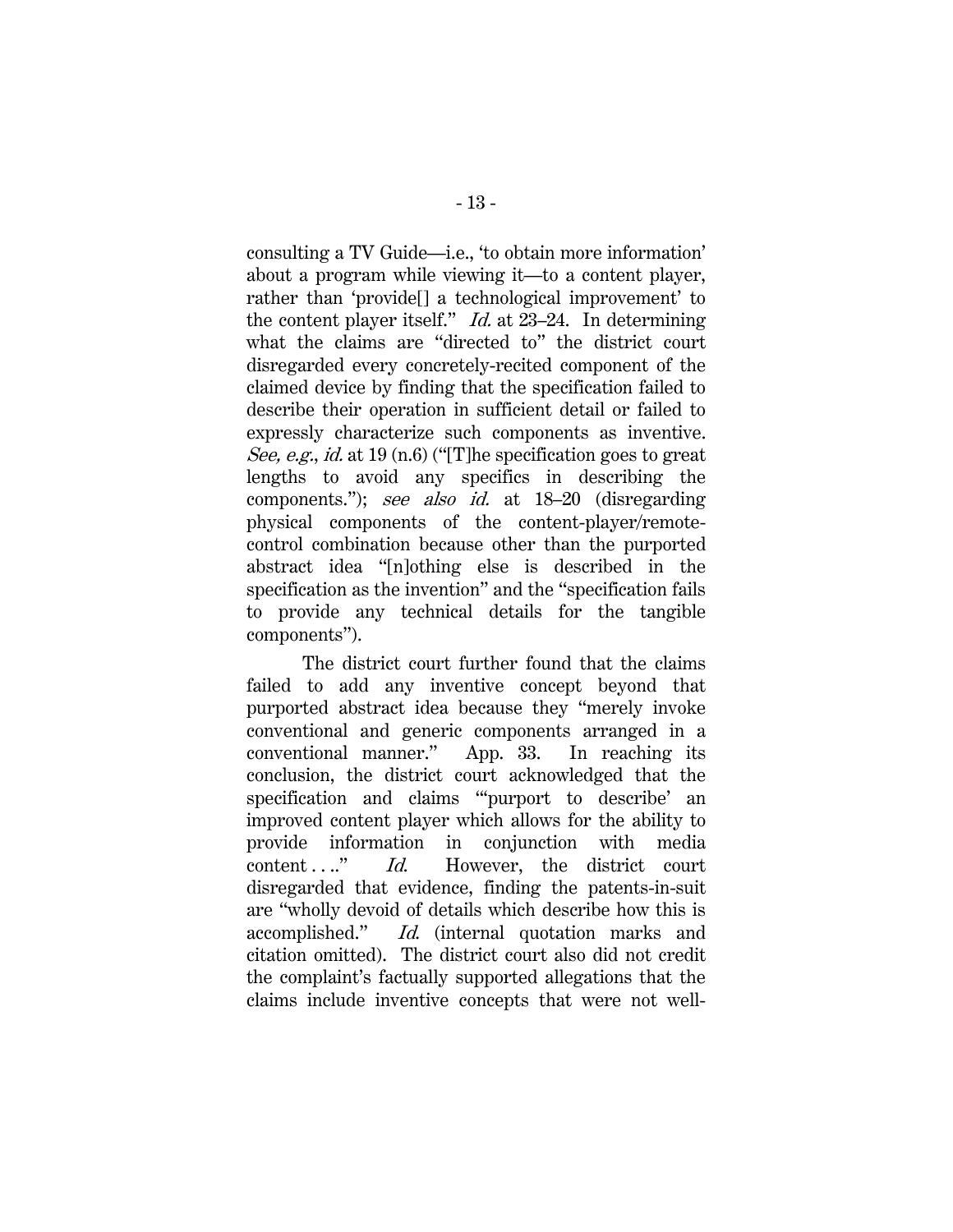consulting a TV Guide—i.e., 'to obtain more information' about a program while viewing it—to a content player, rather than 'provide[] a technological improvement' to the content player itself." *Id.* at 23–24. In determining what the claims are "directed to" the district court disregarded every concretely-recited component of the claimed device by finding that the specification failed to describe their operation in sufficient detail or failed to expressly characterize such components as inventive. *See, e.g.*, *id.* at 19 (n.6) ("[T]he specification goes to great lengths to avoid any specifics in describing the components."); *see also id.* at 18–20 (disregarding physical components of the content-player/remote-control combination because other than the purported abstract idea "[n]othing else is described in the specification as the invention" and the "specification fails to provide any technical details for the tangible components").

The district court further found that the claims failed to add any inventive concept beyond that purported abstract idea because they "merely invoke conventional and generic components arranged in a conventional manner." App. 33. In reaching its conclusion, the district court acknowledged that the specification and claims "'purport to describe' an improved content player which allows for the ability to provide information in conjunction with media content . . .." *Id.* However, the district court disregarded that evidence, finding the patents-in-suit are "wholly devoid of details which describe how this is accomplished." *Id.* (internal quotation marks and citation omitted). The district court also did not credit the complaint's factually supported allegations that the claims include inventive concepts that were not well-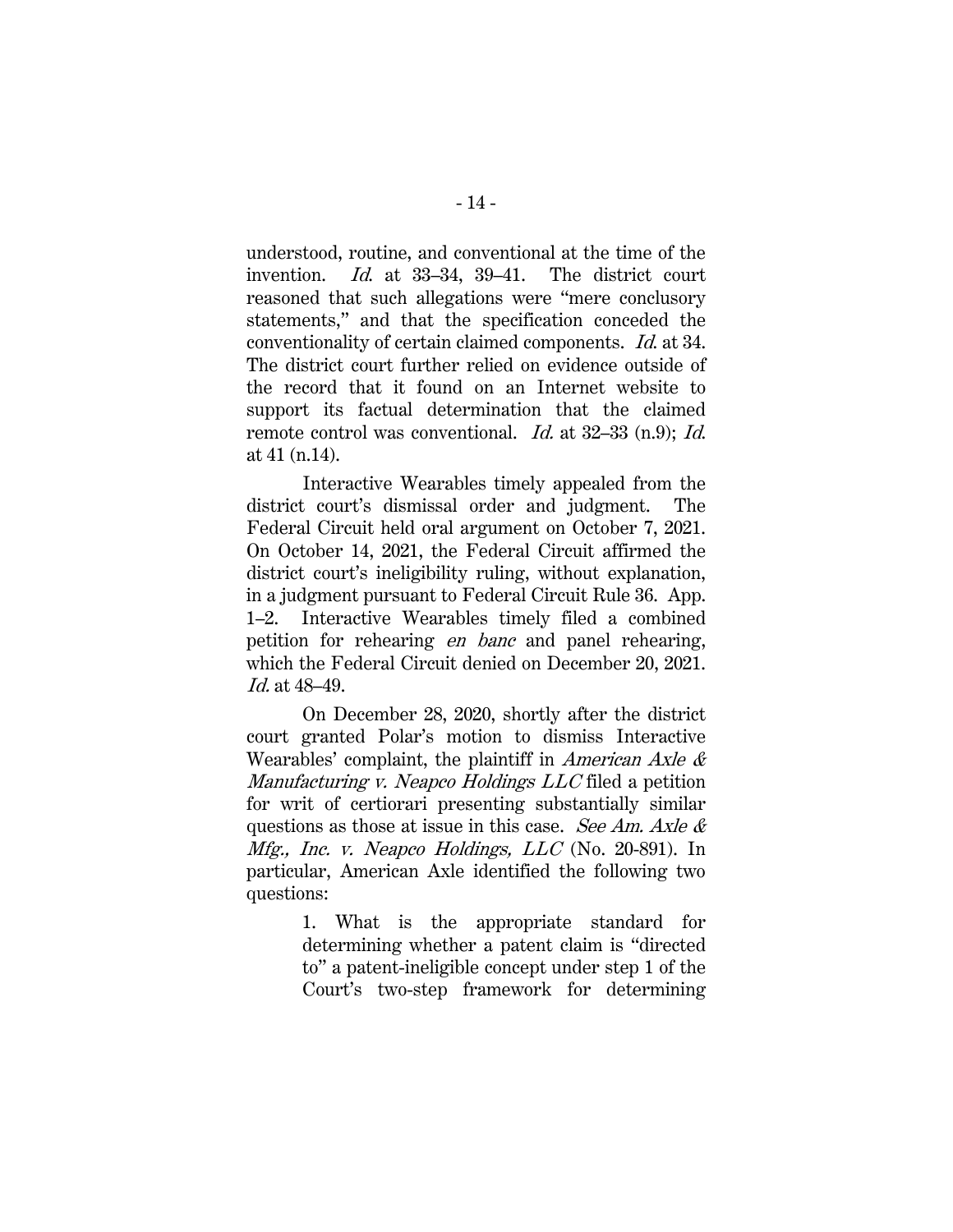understood, routine, and conventional at the time of the invention. *Id.* at 33–34, 39–41. The district court reasoned that such allegations were "mere conclusory statements," and that the specification conceded the conventionality of certain claimed components. *Id.* at 34. The district court further relied on evidence outside of the record that it found on an Internet website to support its factual determination that the claimed remote control was conventional. *Id.* at 32–33 (n.9); *Id.* at 41 (n.14).

Interactive Wearables timely appealed from the district court's dismissal order and judgment. The Federal Circuit held oral argument on October 7, 2021. On October 14, 2021, the Federal Circuit affirmed the district court's ineligibility ruling, without explanation, in a judgment pursuant to Federal Circuit Rule 36. App. 1–2. Interactive Wearables timely filed a combined petition for rehearing *en banc* and panel rehearing, which the Federal Circuit denied on December 20, 2021. *Id.* at 48–49.

On December 28, 2020, shortly after the district court granted Polar's motion to dismiss Interactive Wearables' complaint, the plaintiff in *American Axle & Manufacturing v. Neapco Holdings LLC* filed a petition for writ of certiorari presenting substantially similar questions as those at issue in this case. *See Am. Axle & Mfg., Inc. v. Neapco Holdings, LLC* (No. 20-891). In particular, American Axle identified the following two questions:

> 1. What is the appropriate standard for determining whether a patent claim is "directed to" a patent-ineligible concept under step 1 of the Court's two-step framework for determining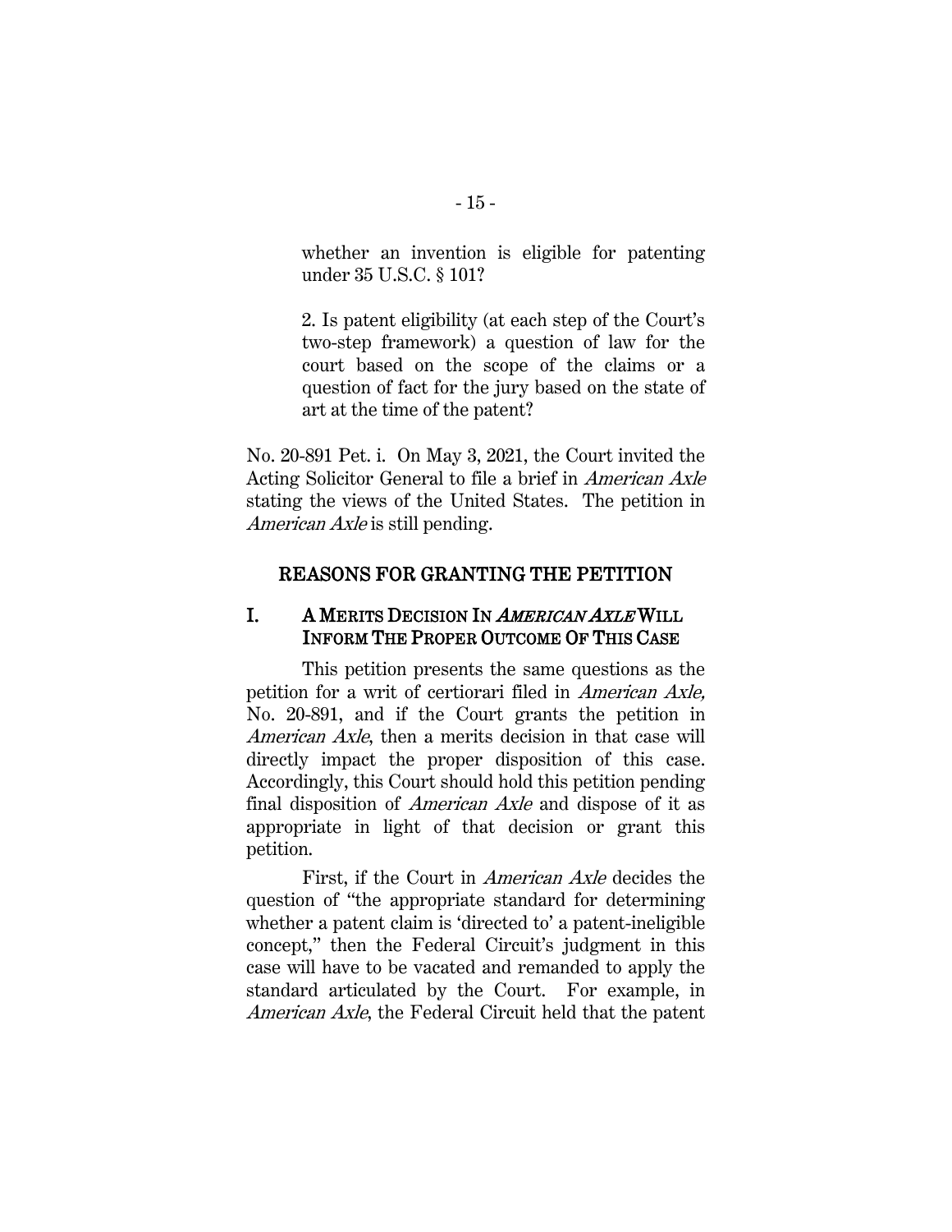whether an invention is eligible for patenting under 35 U.S.C. § 101?

2. Is patent eligibility (at each step of the Court's two-step framework) a question of law for the court based on the scope of the claims or a question of fact for the jury based on the state of art at the time of the patent?

No. 20-891 Pet. i. On May 3, 2021, the Court invited the Acting Solicitor General to file a brief in *American Axle* stating the views of the United States. The petition in *American Axle* is still pending.

## REASONS FOR GRANTING THE PETITION

### I. A MERITS DECISION IN *AMERICAN AXLE* WILL INFORM THE PROPER OUTCOME OF THIS CASE

This petition presents the same questions as the petition for a writ of certiorari filed in *American Axle,* No. 20-891, and if the Court grants the petition in *American Axle*, then a merits decision in that case will directly impact the proper disposition of this case. Accordingly, this Court should hold this petition pending final disposition of *American Axle* and dispose of it as appropriate in light of that decision or grant this petition.

First, if the Court in *American Axle* decides the question of "the appropriate standard for determining whether a patent claim is 'directed to' a patent-ineligible concept," then the Federal Circuit's judgment in this case will have to be vacated and remanded to apply the standard articulated by the Court. For example, in *American Axle*, the Federal Circuit held that the patent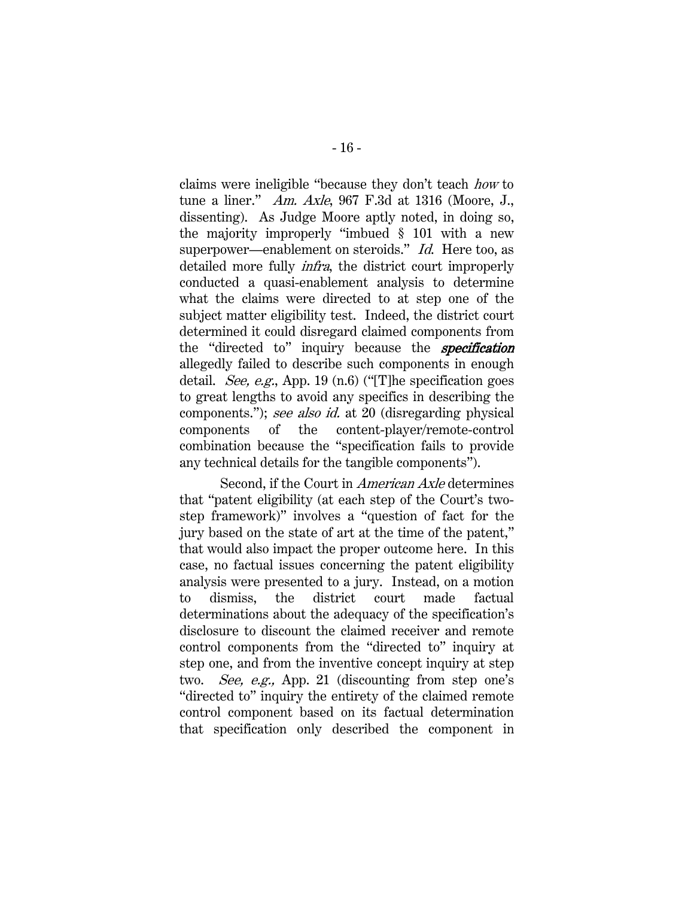claims were ineligible "because they don't teach *how* to tune a liner." *Am. Axle*, 967 F.3d at 1316 (Moore, J., dissenting). As Judge Moore aptly noted, in doing so, the majority improperly "imbued § 101 with a new superpower—enablement on steroids." *Id.* Here too, as detailed more fully *infra*, the district court improperly conducted a quasi-enablement analysis to determine what the claims were directed to at step one of the subject matter eligibility test. Indeed, the district court determined it could disregard claimed components from the "directed to" inquiry because the ***specification*** allegedly failed to describe such components in enough detail. *See, e.g.*, App. 19 (n.6) ("[T]he specification goes to great lengths to avoid any specifics in describing the components."); *see also id.* at 20 (disregarding physical components of the content-player/remote-control combination because the "specification fails to provide any technical details for the tangible components").

Second, if the Court in *American Axle* determines that "patent eligibility (at each step of the Court's two-step framework)" involves a "question of fact for the jury based on the state of art at the time of the patent," that would also impact the proper outcome here. In this case, no factual issues concerning the patent eligibility analysis were presented to a jury. Instead, on a motion to dismiss, the district court made factual determinations about the adequacy of the specification's disclosure to discount the claimed receiver and remote control components from the "directed to" inquiry at step one, and from the inventive concept inquiry at step two. *See, e.g.,* App. 21 (discounting from step one's "directed to" inquiry the entirety of the claimed remote control component based on its factual determination that specification only described the component in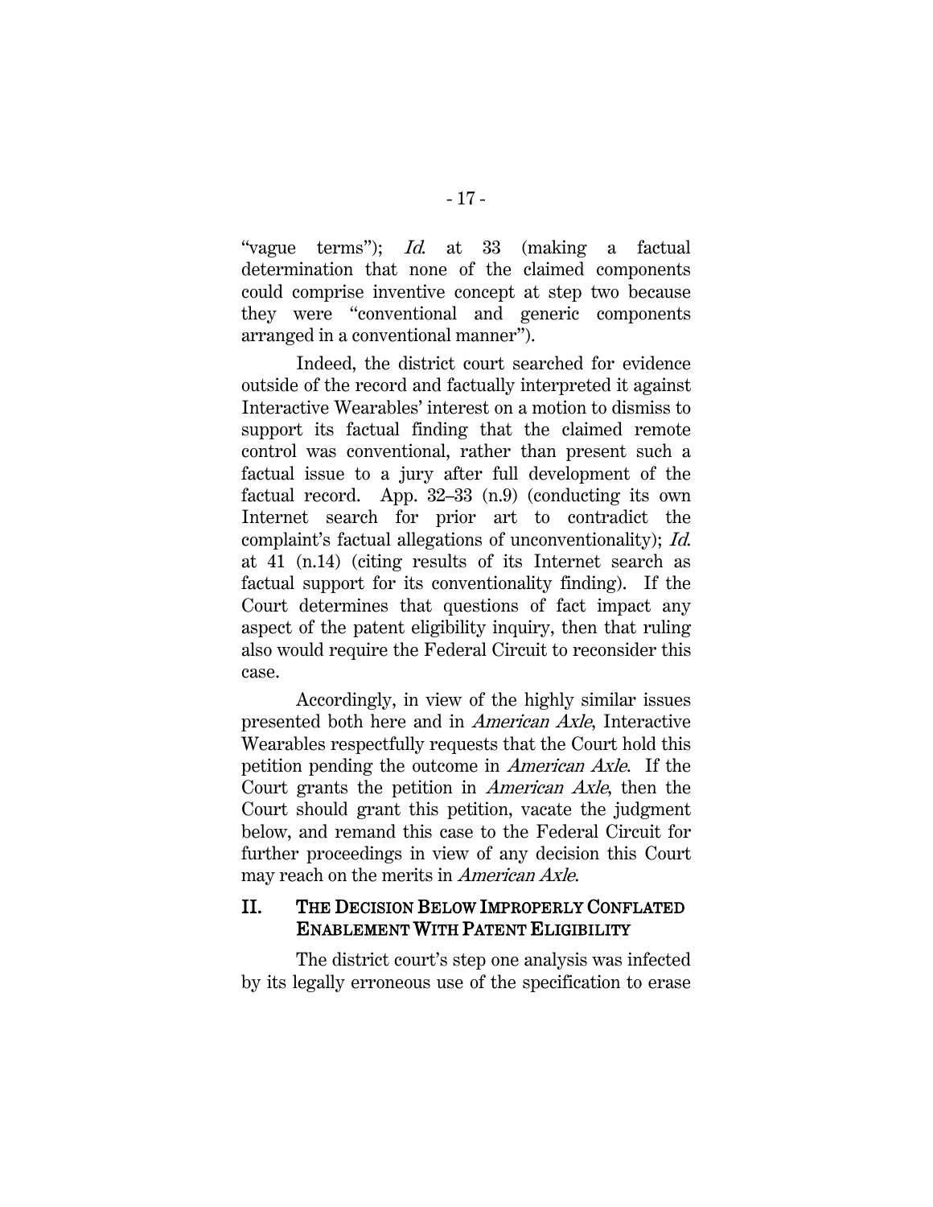"vague terms"); *Id.* at 33 (making a factual determination that none of the claimed components could comprise inventive concept at step two because they were "conventional and generic components arranged in a conventional manner").

Indeed, the district court searched for evidence outside of the record and factually interpreted it against Interactive Wearables' interest on a motion to dismiss to support its factual finding that the claimed remote control was conventional, rather than present such a factual issue to a jury after full development of the factual record. App. 32–33 (n.9) (conducting its own Internet search for prior art to contradict the complaint's factual allegations of unconventionality); *Id.* at 41 (n.14) (citing results of its Internet search as factual support for its conventionality finding). If the Court determines that questions of fact impact any aspect of the patent eligibility inquiry, then that ruling also would require the Federal Circuit to reconsider this case.

Accordingly, in view of the highly similar issues presented both here and in *American Axle*, Interactive Wearables respectfully requests that the Court hold this petition pending the outcome in *American Axle*. If the Court grants the petition in *American Axle*, then the Court should grant this petition, vacate the judgment below, and remand this case to the Federal Circuit for further proceedings in view of any decision this Court may reach on the merits in *American Axle*.

## II. THE DECISION BELOW IMPROPERLY CONFLATED ENABLEMENT WITH PATENT ELIGIBILITY

The district court's step one analysis was infected by its legally erroneous use of the specification to erase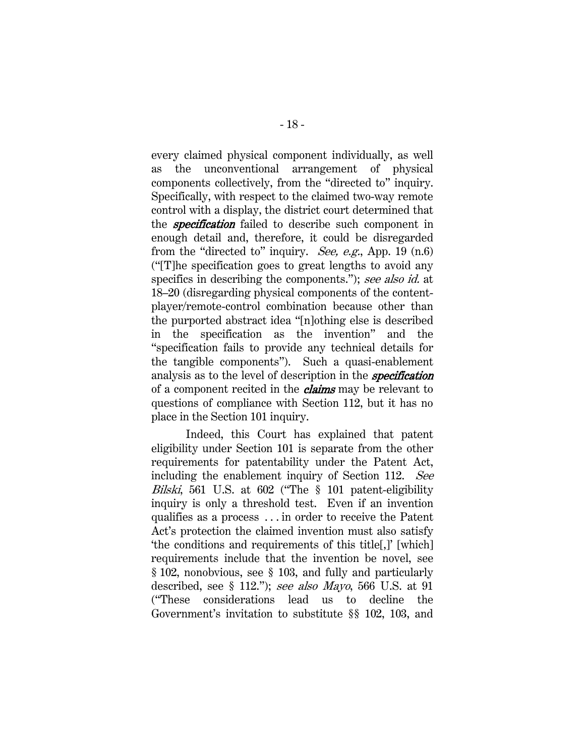every claimed physical component individually, as well as the unconventional arrangement of physical components collectively, from the "directed to" inquiry. Specifically, with respect to the claimed two-way remote control with a display, the district court determined that the ***specification*** failed to describe such component in enough detail and, therefore, it could be disregarded from the "directed to" inquiry. *See, e.g.*, App. 19 (n.6) ("[T]he specification goes to great lengths to avoid any specifics in describing the components."); *see also id.* at 18–20 (disregarding physical components of the content-player/remote-control combination because other than the purported abstract idea "[n]othing else is described in the specification as the invention" and the "specification fails to provide any technical details for the tangible components"). Such a quasi-enablement analysis as to the level of description in the ***specification*** of a component recited in the ***claims*** may be relevant to questions of compliance with Section 112, but it has no place in the Section 101 inquiry.

Indeed, this Court has explained that patent eligibility under Section 101 is separate from the other requirements for patentability under the Patent Act, including the enablement inquiry of Section 112. *See Bilski*, 561 U.S. at 602 ("The § 101 patent-eligibility inquiry is only a threshold test. Even if an invention qualifies as a process . . . in order to receive the Patent Act's protection the claimed invention must also satisfy 'the conditions and requirements of this title[,]' [which] requirements include that the invention be novel, see § 102, nonobvious, see § 103, and fully and particularly described, see § 112."); *see also Mayo*, 566 U.S. at 91 ("These considerations lead us to decline the Government's invitation to substitute §§ 102, 103, and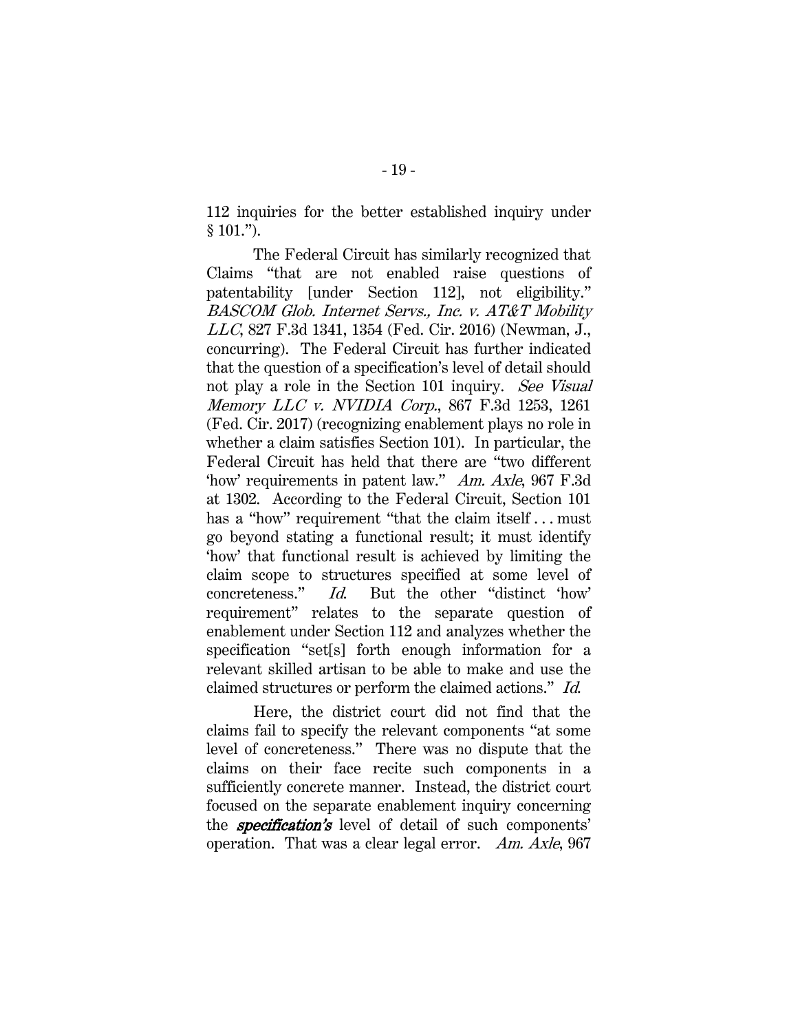112 inquiries for the better established inquiry under § 101.").

The Federal Circuit has similarly recognized that Claims "that are not enabled raise questions of patentability [under Section 112], not eligibility." *BASCOM Glob. Internet Servs., Inc. v. AT&T Mobility LLC*, 827 F.3d 1341, 1354 (Fed. Cir. 2016) (Newman, J., concurring). The Federal Circuit has further indicated that the question of a specification's level of detail should not play a role in the Section 101 inquiry. *See Visual Memory LLC v. NVIDIA Corp.*, 867 F.3d 1253, 1261 (Fed. Cir. 2017) (recognizing enablement plays no role in whether a claim satisfies Section 101). In particular, the Federal Circuit has held that there are "two different 'how' requirements in patent law." *Am. Axle*, 967 F.3d at 1302. According to the Federal Circuit, Section 101 has a "how" requirement "that the claim itself . . . must go beyond stating a functional result; it must identify 'how' that functional result is achieved by limiting the claim scope to structures specified at some level of concreteness." *Id.* But the other "distinct 'how' requirement" relates to the separate question of enablement under Section 112 and analyzes whether the specification "set[s] forth enough information for a relevant skilled artisan to be able to make and use the claimed structures or perform the claimed actions." *Id.*

Here, the district court did not find that the claims fail to specify the relevant components "at some level of concreteness." There was no dispute that the claims on their face recite such components in a sufficiently concrete manner. Instead, the district court focused on the separate enablement inquiry concerning the ***specification's*** level of detail of such components' operation. That was a clear legal error. *Am. Axle*, 967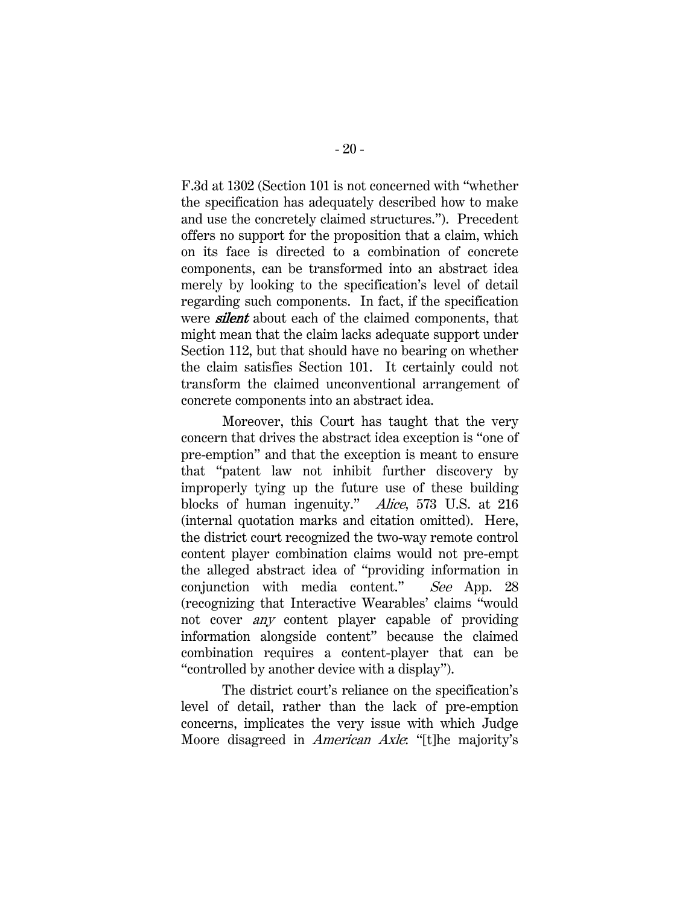F.3d at 1302 (Section 101 is not concerned with "whether the specification has adequately described how to make and use the concretely claimed structures."). Precedent offers no support for the proposition that a claim, which on its face is directed to a combination of concrete components, can be transformed into an abstract idea merely by looking to the specification's level of detail regarding such components. In fact, if the specification were ***silent*** about each of the claimed components, that might mean that the claim lacks adequate support under Section 112, but that should have no bearing on whether the claim satisfies Section 101. It certainly could not transform the claimed unconventional arrangement of concrete components into an abstract idea.

Moreover, this Court has taught that the very concern that drives the abstract idea exception is "one of pre-emption" and that the exception is meant to ensure that "patent law not inhibit further discovery by improperly tying up the future use of these building blocks of human ingenuity." *Alice*, 573 U.S. at 216 (internal quotation marks and citation omitted). Here, the district court recognized the two-way remote control content player combination claims would not pre-empt the alleged abstract idea of "providing information in conjunction with media content." *See* App. 28 (recognizing that Interactive Wearables' claims "would not cover *any* content player capable of providing information alongside content" because the claimed combination requires a content-player that can be "controlled by another device with a display").

The district court's reliance on the specification's level of detail, rather than the lack of pre-emption concerns, implicates the very issue with which Judge Moore disagreed in *American Axle*: "[t]he majority's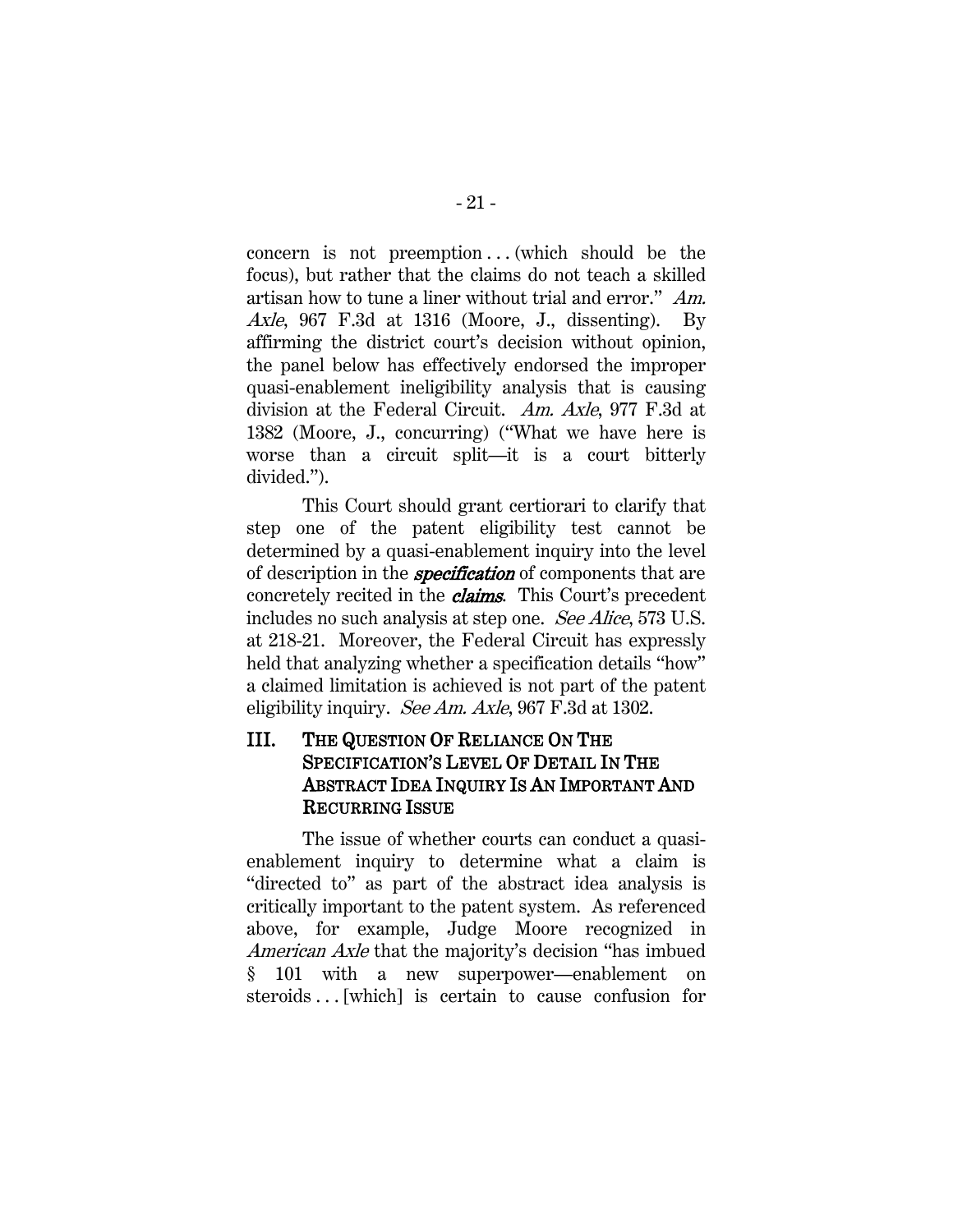concern is not preemption . . . (which should be the focus), but rather that the claims do not teach a skilled artisan how to tune a liner without trial and error." *Am. Axle*, 967 F.3d at 1316 (Moore, J., dissenting). By affirming the district court's decision without opinion, the panel below has effectively endorsed the improper quasi-enablement ineligibility analysis that is causing division at the Federal Circuit. *Am. Axle*, 977 F.3d at 1382 (Moore, J., concurring) ("What we have here is worse than a circuit split—it is a court bitterly divided.").

This Court should grant certiorari to clarify that step one of the patent eligibility test cannot be determined by a quasi-enablement inquiry into the level of description in the ***specification*** of components that are concretely recited in the ***claims***. This Court's precedent includes no such analysis at step one. *See Alice*, 573 U.S. at 218-21. Moreover, the Federal Circuit has expressly held that analyzing whether a specification details "how" a claimed limitation is achieved is not part of the patent eligibility inquiry. *See Am. Axle*, 967 F.3d at 1302.

## III. THE QUESTION OF RELIANCE ON THE SPECIFICATION'S LEVEL OF DETAIL IN THE ABSTRACT IDEA INQUIRY IS AN IMPORTANT AND RECURRING ISSUE

The issue of whether courts can conduct a quasi-enablement inquiry to determine what a claim is "directed to" as part of the abstract idea analysis is critically important to the patent system. As referenced above, for example, Judge Moore recognized in *American Axle* that the majority's decision "has imbued § 101 with a new superpower—enablement on steroids . . . [which] is certain to cause confusion for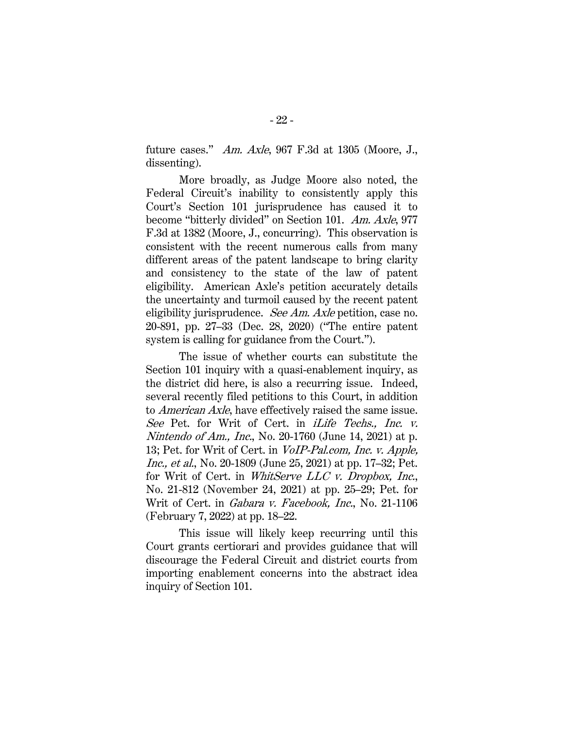future cases." *Am. Axle*, 967 F.3d at 1305 (Moore, J., dissenting).

More broadly, as Judge Moore also noted, the Federal Circuit's inability to consistently apply this Court's Section 101 jurisprudence has caused it to become "bitterly divided" on Section 101. *Am. Axle*, 977 F.3d at 1382 (Moore, J., concurring). This observation is consistent with the recent numerous calls from many different areas of the patent landscape to bring clarity and consistency to the state of the law of patent eligibility. American Axle's petition accurately details the uncertainty and turmoil caused by the recent patent eligibility jurisprudence. *See Am. Axle* petition, case no. 20-891, pp. 27–33 (Dec. 28, 2020) ("The entire patent system is calling for guidance from the Court.").

The issue of whether courts can substitute the Section 101 inquiry with a quasi-enablement inquiry, as the district did here, is also a recurring issue. Indeed, several recently filed petitions to this Court, in addition to *American Axle*, have effectively raised the same issue. *See* Pet. for Writ of Cert. in *iLife Techs., Inc. v. Nintendo of Am., Inc.*, No. 20-1760 (June 14, 2021) at p. 13; Pet. for Writ of Cert. in *VoIP-Pal.com, Inc. v. Apple, Inc., et al.*, No. 20-1809 (June 25, 2021) at pp. 17–32; Pet. for Writ of Cert. in *WhitServe LLC v. Dropbox, Inc.*, No. 21-812 (November 24, 2021) at pp. 25–29; Pet. for Writ of Cert. in *Gabara v. Facebook, Inc.*, No. 21-1106 (February 7, 2022) at pp. 18–22.

This issue will likely keep recurring until this Court grants certiorari and provides guidance that will discourage the Federal Circuit and district courts from importing enablement concerns into the abstract idea inquiry of Section 101.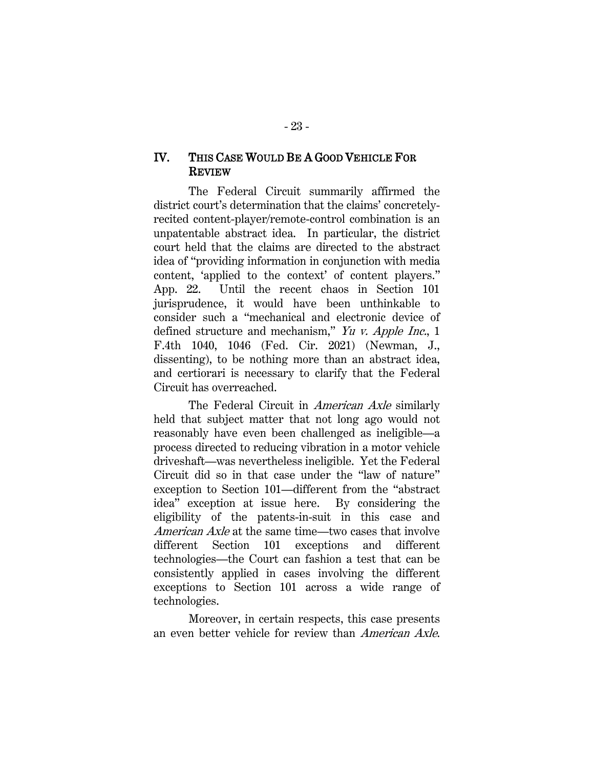## IV. THIS CASE WOULD BE A GOOD VEHICLE FOR REVIEW

The Federal Circuit summarily affirmed the district court's determination that the claims' concretely-recited content-player/remote-control combination is an unpatentable abstract idea. In particular, the district court held that the claims are directed to the abstract idea of "providing information in conjunction with media content, 'applied to the context' of content players." App. 22. Until the recent chaos in Section 101 jurisprudence, it would have been unthinkable to consider such a "mechanical and electronic device of defined structure and mechanism," *Yu v. Apple Inc.*, 1 F.4th 1040, 1046 (Fed. Cir. 2021) (Newman, J., dissenting), to be nothing more than an abstract idea, and certiorari is necessary to clarify that the Federal Circuit has overreached.

The Federal Circuit in *American Axle* similarly held that subject matter that not long ago would not reasonably have even been challenged as ineligible—a process directed to reducing vibration in a motor vehicle driveshaft—was nevertheless ineligible. Yet the Federal Circuit did so in that case under the "law of nature" exception to Section 101—different from the "abstract idea" exception at issue here. By considering the eligibility of the patents-in-suit in this case and *American Axle* at the same time—two cases that involve different Section 101 exceptions and different technologies—the Court can fashion a test that can be consistently applied in cases involving the different exceptions to Section 101 across a wide range of technologies.

Moreover, in certain respects, this case presents an even better vehicle for review than *American Axle*.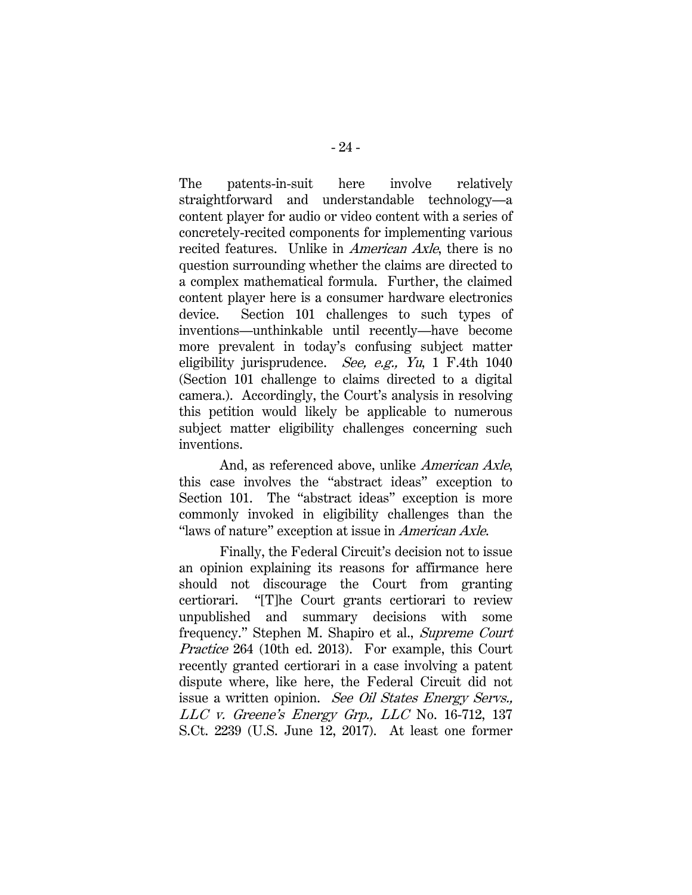The patents-in-suit here involve relatively straightforward and understandable technology—a content player for audio or video content with a series of concretely-recited components for implementing various recited features. Unlike in *American Axle*, there is no question surrounding whether the claims are directed to a complex mathematical formula. Further, the claimed content player here is a consumer hardware electronics device. Section 101 challenges to such types of inventions—unthinkable until recently—have become more prevalent in today's confusing subject matter eligibility jurisprudence. *See, e.g., Yu*, 1 F.4th 1040 (Section 101 challenge to claims directed to a digital camera.). Accordingly, the Court's analysis in resolving this petition would likely be applicable to numerous subject matter eligibility challenges concerning such inventions.

And, as referenced above, unlike *American Axle*, this case involves the "abstract ideas" exception to Section 101. The "abstract ideas" exception is more commonly invoked in eligibility challenges than the "laws of nature" exception at issue in *American Axle*.

Finally, the Federal Circuit's decision not to issue an opinion explaining its reasons for affirmance here should not discourage the Court from granting certiorari. "[T]he Court grants certiorari to review unpublished and summary decisions with some frequency." Stephen M. Shapiro et al., *Supreme Court Practice* 264 (10th ed. 2013). For example, this Court recently granted certiorari in a case involving a patent dispute where, like here, the Federal Circuit did not issue a written opinion. *See Oil States Energy Servs., LLC v. Greene's Energy Grp., LLC* No. 16-712, 137 S.Ct. 2239 (U.S. June 12, 2017). At least one former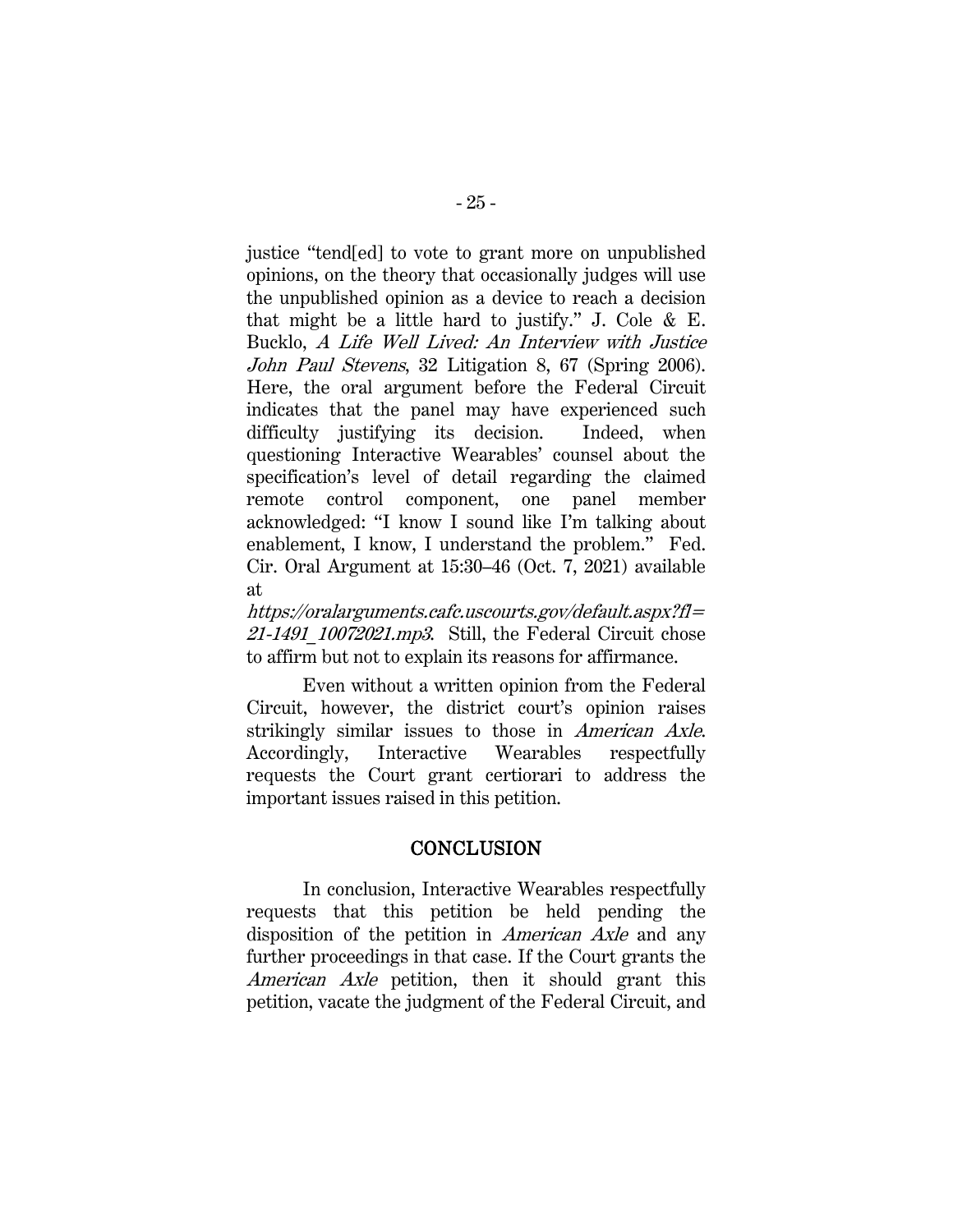justice "tend[ed] to vote to grant more on unpublished opinions, on the theory that occasionally judges will use the unpublished opinion as a device to reach a decision that might be a little hard to justify." J. Cole & E. Bucklo, *A Life Well Lived: An Interview with Justice John Paul Stevens*, 32 Litigation 8, 67 (Spring 2006). Here, the oral argument before the Federal Circuit indicates that the panel may have experienced such difficulty justifying its decision. Indeed, when questioning Interactive Wearables' counsel about the specification's level of detail regarding the claimed remote control component, one panel member acknowledged: "I know I sound like I'm talking about enablement, I know, I understand the problem." Fed. Cir. Oral Argument at 15:30–46 (Oct. 7, 2021) available at *https://oralarguments.cafc.uscourts.gov/default.aspx?fl=21-1491_10072021.mp3*. Still, the Federal Circuit chose to affirm but not to explain its reasons for affirmance.

Even without a written opinion from the Federal Circuit, however, the district court's opinion raises strikingly similar issues to those in *American Axle*. Accordingly, Interactive Wearables respectfully requests the Court grant certiorari to address the important issues raised in this petition.

## CONCLUSION

In conclusion, Interactive Wearables respectfully requests that this petition be held pending the disposition of the petition in *American Axle* and any further proceedings in that case. If the Court grants the *American Axle* petition, then it should grant this petition, vacate the judgment of the Federal Circuit, and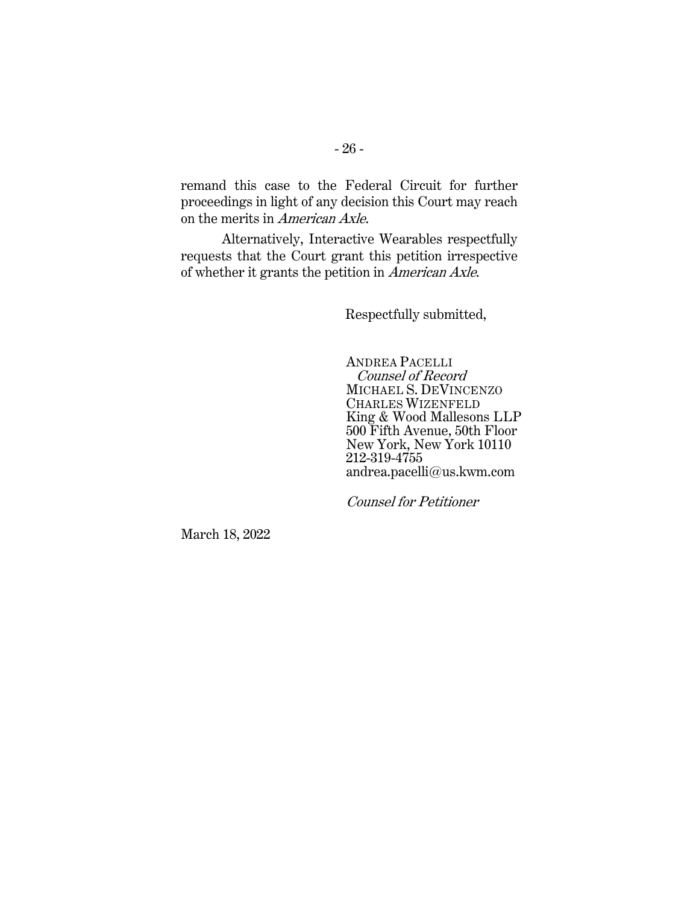remand this case to the Federal Circuit for further proceedings in light of any decision this Court may reach on the merits in *American Axle*.

Alternatively, Interactive Wearables respectfully requests that the Court grant this petition irrespective of whether it grants the petition in *American Axle*.

Respectfully submitted,

ANDREA PACELLI
*Counsel of Record*
MICHAEL S. DEVINCENZO
CHARLES WIZENFELD
King & Wood Mallesons LLP
500 Fifth Avenue, 50th Floor
New York, New York 10110
212-319-4755
andrea.pacelli@us.kwm.com

*Counsel for Petitioner*

March 18, 2022